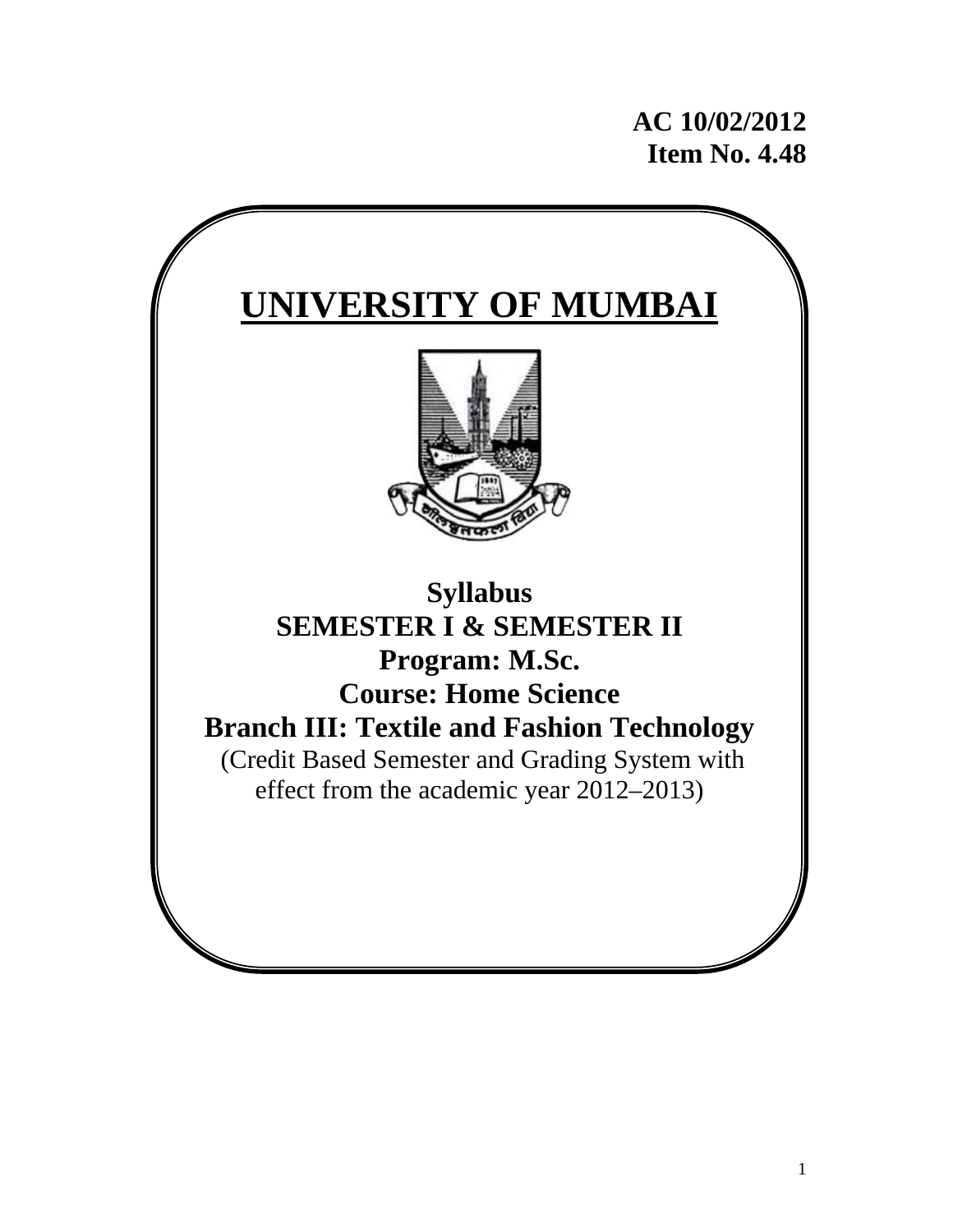**AC 10/02/2012**
**Item No. 4.48**

# UNIVERSITY OF MUMBAI

**Syllabus**
**SEMESTER I & SEMESTER II**
**Program: M.Sc.**
**Course: Home Science**
**Branch III: Textile and Fashion Technology**

(Credit Based Semester and Grading System with effect from the academic year 2012–2013)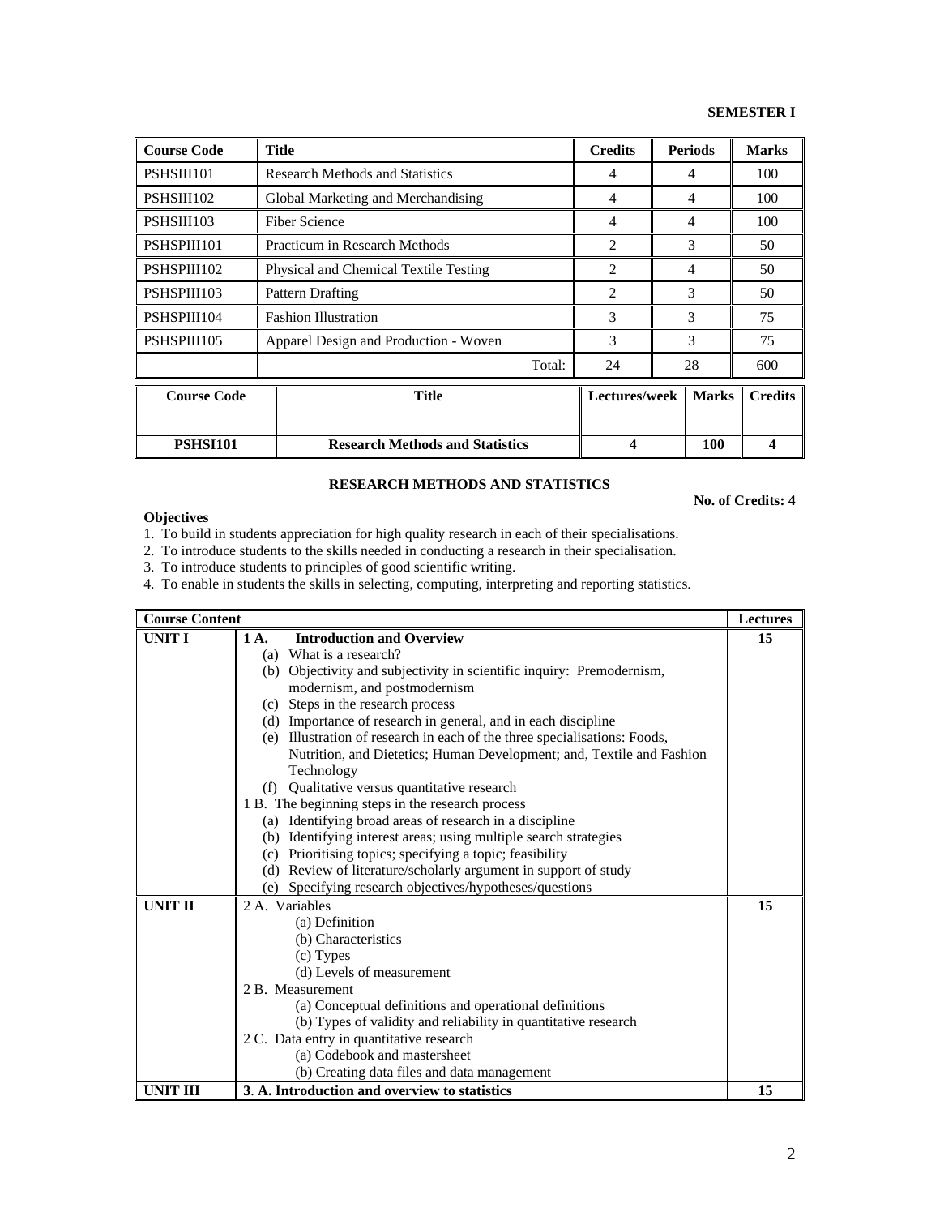**SEMESTER I**

| Course Code | Title | Credits | Periods | Marks |
|---|---|---|---|---|
| PSHSIII101 | Research Methods and Statistics | 4 | 4 | 100 |
| PSHSIII102 | Global Marketing and Merchandising | 4 | 4 | 100 |
| PSHSIII103 | Fiber Science | 4 | 4 | 100 |
| PSHSPIII101 | Practicum in Research Methods | 2 | 3 | 50 |
| PSHSPIII102 | Physical and Chemical Textile Testing | 2 | 4 | 50 |
| PSHSPIII103 | Pattern Drafting | 2 | 3 | 50 |
| PSHSPIII104 | Fashion Illustration | 3 | 3 | 75 |
| PSHSPIII105 | Apparel Design and Production - Woven | 3 | 3 | 75 |
| | Total: | 24 | 28 | 600 |

| Course Code | Title | Lectures/week | Marks | Credits |
|---|---|---|---|---|
| **PSHSI101** | **Research Methods and Statistics** | **4** | **100** | **4** |

## RESEARCH METHODS AND STATISTICS

**No. of Credits: 4**

**Objectives**

1. To build in students appreciation for high quality research in each of their specialisations.
2. To introduce students to the skills needed in conducting a research in their specialisation.
3. To introduce students to principles of good scientific writing.
4. To enable in students the skills in selecting, computing, interpreting and reporting statistics.

| Course Content | | Lectures |
|---|---|---|
| **UNIT I** | **1 A. Introduction and Overview**<br>(a) What is a research?<br>(b) Objectivity and subjectivity in scientific inquiry: Premodernism, modernism, and postmodernism<br>(c) Steps in the research process<br>(d) Importance of research in general, and in each discipline<br>(e) Illustration of research in each of the three specialisations: Foods, Nutrition, and Dietetics; Human Development; and, Textile and Fashion Technology<br>(f) Qualitative versus quantitative research<br>1 B. The beginning steps in the research process<br>(a) Identifying broad areas of research in a discipline<br>(b) Identifying interest areas; using multiple search strategies<br>(c) Prioritising topics; specifying a topic; feasibility<br>(d) Review of literature/scholarly argument in support of study<br>(e) Specifying research objectives/hypotheses/questions | **15** |
| **UNIT II** | 2 A. Variables<br>(a) Definition<br>(b) Characteristics<br>(c) Types<br>(d) Levels of measurement<br>2 B. Measurement<br>(a) Conceptual definitions and operational definitions<br>(b) Types of validity and reliability in quantitative research<br>2 C. Data entry in quantitative research<br>(a) Codebook and mastersheet<br>(b) Creating data files and data management | **15** |
| **UNIT III** | **3. A. Introduction and overview to statistics** | **15** |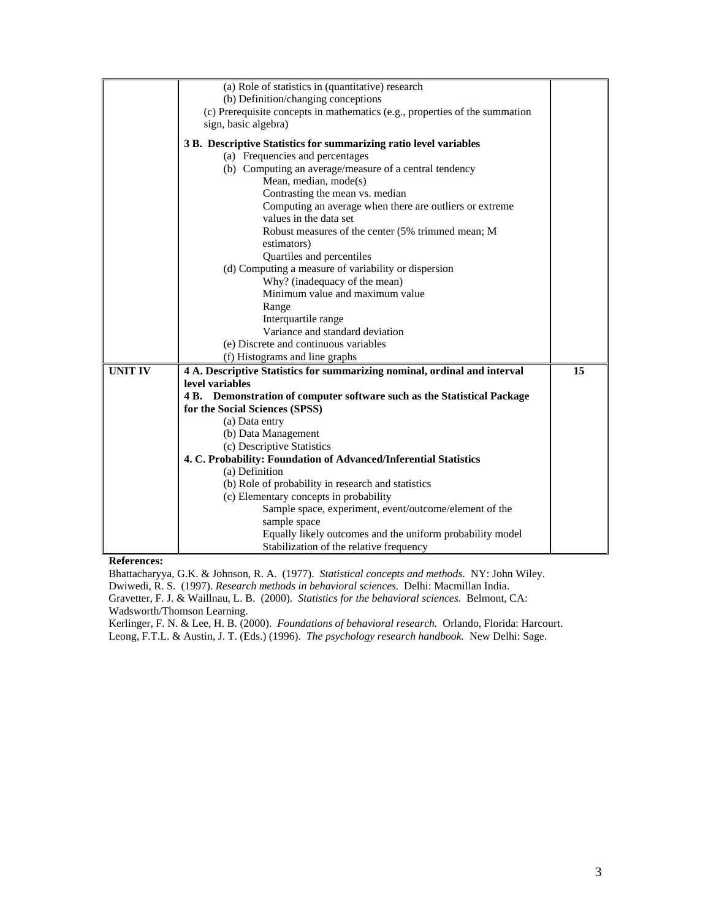| | | |
|---|---|---|
| | (a) Role of statistics in (quantitative) research<br>(b) Definition/changing conceptions<br>(c) Prerequisite concepts in mathematics (e.g., properties of the summation sign, basic algebra)<br><br>**3 B. Descriptive Statistics for summarizing ratio level variables**<br>(a) Frequencies and percentages<br>(b) Computing an average/measure of a central tendency<br>Mean, median, mode(s)<br>Contrasting the mean vs. median<br>Computing an average when there are outliers or extreme values in the data set<br>Robust measures of the center (5% trimmed mean; M estimators)<br>Quartiles and percentiles<br>(d) Computing a measure of variability or dispersion<br>Why? (inadequacy of the mean)<br>Minimum value and maximum value<br>Range<br>Interquartile range<br>Variance and standard deviation<br>(e) Discrete and continuous variables<br>(f) Histograms and line graphs | |
| **UNIT IV** | **4 A. Descriptive Statistics for summarizing nominal, ordinal and interval level variables**<br>**4 B. Demonstration of computer software such as the Statistical Package for the Social Sciences (SPSS)**<br>(a) Data entry<br>(b) Data Management<br>(c) Descriptive Statistics<br>**4. C. Probability: Foundation of Advanced/Inferential Statistics**<br>(a) Definition<br>(b) Role of probability in research and statistics<br>(c) Elementary concepts in probability<br>Sample space, experiment, event/outcome/element of the sample space<br>Equally likely outcomes and the uniform probability model<br>Stabilization of the relative frequency | **15** |

**References:**

Bhattacharyya, G.K. & Johnson, R. A. (1977). *Statistical concepts and methods.* NY: John Wiley.
Dwiwedi, R. S. (1997). *Research methods in behavioral sciences.* Delhi: Macmillan India.
Gravetter, F. J. & Waillnau, L. B. (2000). *Statistics for the behavioral sciences.* Belmont, CA: Wadsworth/Thomson Learning.
Kerlinger, F. N. & Lee, H. B. (2000). *Foundations of behavioral research.* Orlando, Florida: Harcourt.
Leong, F.T.L. & Austin, J. T. (Eds.) (1996). *The psychology research handbook.* New Delhi: Sage.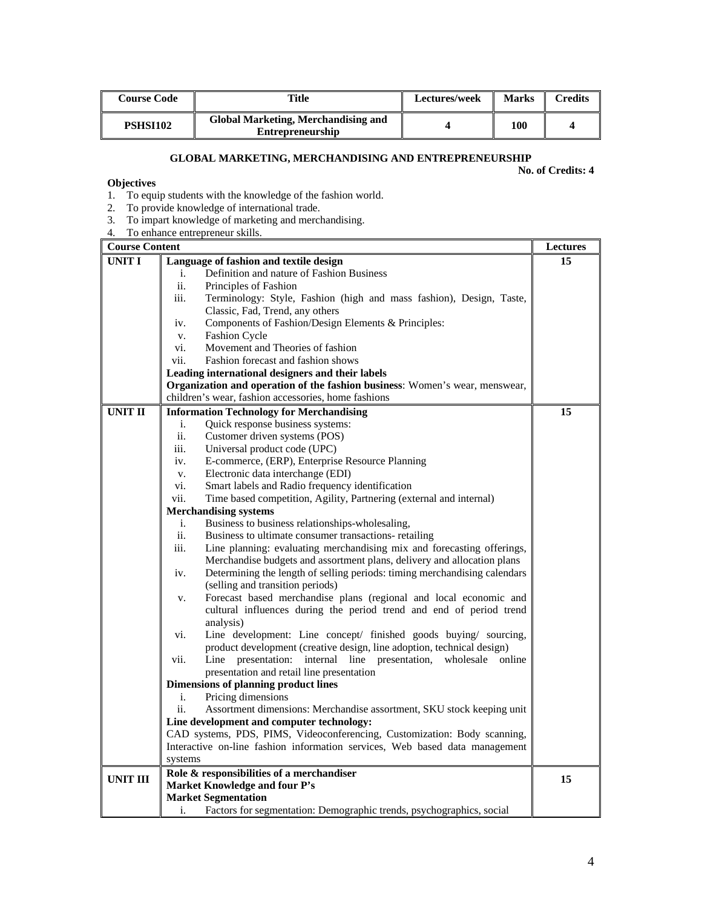| Course Code | Title | Lectures/week | Marks | Credits |
|---|---|---|---|---|
| **PSHSI102** | **Global Marketing, Merchandising and Entrepreneurship** | **4** | **100** | **4** |

## GLOBAL MARKETING, MERCHANDISING AND ENTREPRENEURSHIP

**No. of Credits: 4**

**Objectives**

1. To equip students with the knowledge of the fashion world.
2. To provide knowledge of international trade.
3. To impart knowledge of marketing and merchandising.
4. To enhance entrepreneur skills.

| Course Content | | Lectures |
|---|---|---|
| **UNIT I** | **Language of fashion and textile design**<br>i. Definition and nature of Fashion Business<br>ii. Principles of Fashion<br>iii. Terminology: Style, Fashion (high and mass fashion), Design, Taste, Classic, Fad, Trend, any others<br>iv. Components of Fashion/Design Elements & Principles:<br>v. Fashion Cycle<br>vi. Movement and Theories of fashion<br>vii. Fashion forecast and fashion shows<br>**Leading international designers and their labels**<br>**Organization and operation of the fashion business**: Women's wear, menswear, children's wear, fashion accessories, home fashions | **15** |
| **UNIT II** | **Information Technology for Merchandising**<br>i. Quick response business systems:<br>ii. Customer driven systems (POS)<br>iii. Universal product code (UPC)<br>iv. E-commerce, (ERP), Enterprise Resource Planning<br>v. Electronic data interchange (EDI)<br>vi. Smart labels and Radio frequency identification<br>vii. Time based competition, Agility, Partnering (external and internal)<br>**Merchandising systems**<br>i. Business to business relationships-wholesaling,<br>ii. Business to ultimate consumer transactions- retailing<br>iii. Line planning: evaluating merchandising mix and forecasting offerings, Merchandise budgets and assortment plans, delivery and allocation plans<br>iv. Determining the length of selling periods: timing merchandising calendars (selling and transition periods)<br>v. Forecast based merchandise plans (regional and local economic and cultural influences during the period trend and end of period trend analysis)<br>vi. Line development: Line concept/ finished goods buying/ sourcing, product development (creative design, line adoption, technical design)<br>vii. Line presentation: internal line presentation, wholesale online presentation and retail line presentation<br>**Dimensions of planning product lines**<br>i. Pricing dimensions<br>ii. Assortment dimensions: Merchandise assortment, SKU stock keeping unit<br>**Line development and computer technology:**<br>CAD systems, PDS, PIMS, Videoconferencing, Customization: Body scanning, Interactive on-line fashion information services, Web based data management systems | **15** |
| **UNIT III** | **Role & responsibilities of a merchandiser**<br>**Market Knowledge and four P's**<br>**Market Segmentation**<br>i. Factors for segmentation: Demographic trends, psychographics, social | **15** |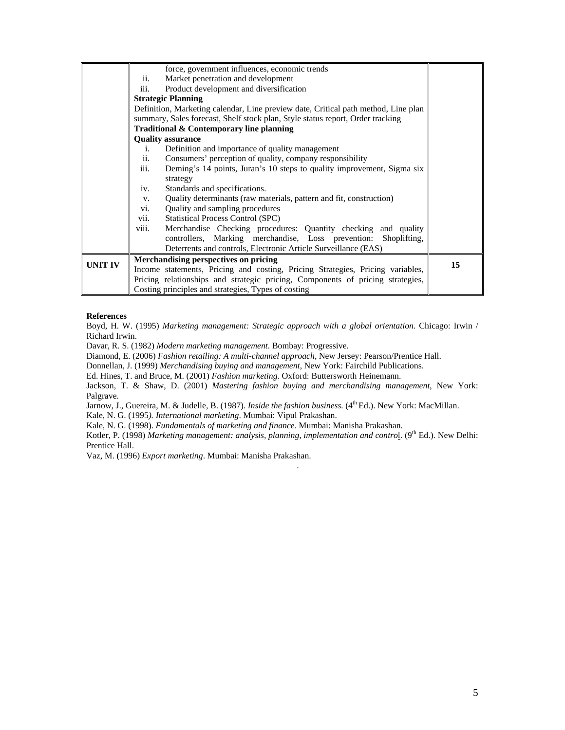| | | |
|---|---|---|
| | force, government influences, economic trends<br>ii. Market penetration and development<br>iii. Product development and diversification<br>**Strategic Planning**<br>Definition, Marketing calendar, Line preview date, Critical path method, Line plan summary, Sales forecast, Shelf stock plan, Style status report, Order tracking<br>**Traditional & Contemporary line planning**<br>**Quality assurance**<br>i. Definition and importance of quality management<br>ii. Consumers' perception of quality, company responsibility<br>iii. Deming's 14 points, Juran's 10 steps to quality improvement, Sigma six strategy<br>iv. Standards and specifications.<br>v. Quality determinants (raw materials, pattern and fit, construction)<br>vi. Quality and sampling procedures<br>vii. Statistical Process Control (SPC)<br>viii. Merchandise Checking procedures: Quantity checking and quality controllers, Marking merchandise, Loss prevention: Shoplifting, Deterrents and controls, Electronic Article Surveillance (EAS) | |
| **UNIT IV** | **Merchandising perspectives on pricing**<br>Income statements, Pricing and costing, Pricing Strategies, Pricing variables, Pricing relationships and strategic pricing, Components of pricing strategies, Costing principles and strategies, Types of costing | **15** |

**References**

Boyd, H. W. (1995) *Marketing management: Strategic approach with a global orientation.* Chicago: Irwin / Richard Irwin.

Davar, R. S. (1982) *Modern marketing management*. Bombay: Progressive.

Diamond, E. (2006) *Fashion retailing: A multi-channel approach*, New Jersey: Pearson/Prentice Hall.

Donnellan, J. (1999) *Merchandising buying and management*, New York: Fairchild Publications.

Ed. Hines, T. and Bruce, M. (2001) *Fashion marketing.* Oxford: Buttersworth Heinemann.

Jackson, T. & Shaw, D. (2001) *Mastering fashion buying and merchandising management*, New York: Palgrave.

Jarnow, J., Guereira, M. & Judelle, B. (1987). *Inside the fashion business.* (4th Ed.). New York: MacMillan.

Kale, N. G. (1995*). International marketing*. Mumbai: Vipul Prakashan.

Kale, N. G. (1998). *Fundamentals of marketing and finance*. Mumbai: Manisha Prakashan.

Kotler, P. (1998) *Marketing management: analysis, planning, implementation and control*. (9th Ed.). New Delhi: Prentice Hall.

Vaz, M. (1996) *Export marketing*. Mumbai: Manisha Prakashan.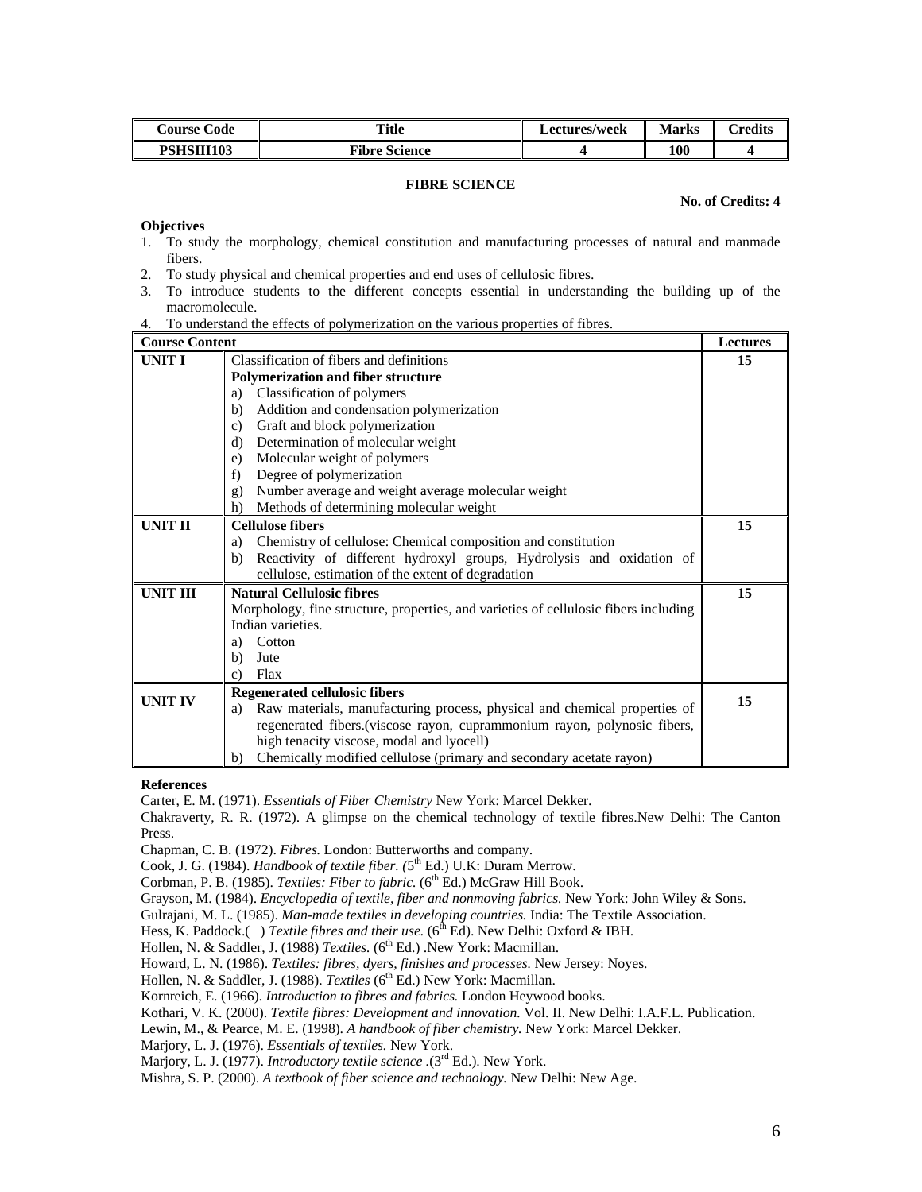| Course Code | Title | Lectures/week | Marks | Credits |
|---|---|---|---|---|
| PSHSIII103 | Fibre Science | 4 | 100 | 4 |

## FIBRE SCIENCE

**No. of Credits: 4**

**Objectives**

1. To study the morphology, chemical constitution and manufacturing processes of natural and manmade fibers.
2. To study physical and chemical properties and end uses of cellulosic fibres.
3. To introduce students to the different concepts essential in understanding the building up of the macromolecule.
4. To understand the effects of polymerization on the various properties of fibres.

| Course Content | | Lectures |
|---|---|---|
| **UNIT I** | Classification of fibers and definitions<br>**Polymerization and fiber structure**<br>a) Classification of polymers<br>b) Addition and condensation polymerization<br>c) Graft and block polymerization<br>d) Determination of molecular weight<br>e) Molecular weight of polymers<br>f) Degree of polymerization<br>g) Number average and weight average molecular weight<br>h) Methods of determining molecular weight | **15** |
| **UNIT II** | **Cellulose fibers**<br>a) Chemistry of cellulose: Chemical composition and constitution<br>b) Reactivity of different hydroxyl groups, Hydrolysis and oxidation of cellulose, estimation of the extent of degradation | **15** |
| **UNIT III** | **Natural Cellulosic fibres**<br>Morphology, fine structure, properties, and varieties of cellulosic fibers including Indian varieties.<br>a) Cotton<br>b) Jute<br>c) Flax | **15** |
| **UNIT IV** | **Regenerated cellulosic fibers**<br>a) Raw materials, manufacturing process, physical and chemical properties of regenerated fibers.(viscose rayon, cuprammonium rayon, polynosic fibers, high tenacity viscose, modal and lyocell)<br>b) Chemically modified cellulose (primary and secondary acetate rayon) | **15** |

**References**

Carter, E. M. (1971). *Essentials of Fiber Chemistry* New York: Marcel Dekker.

Chakraverty, R. R. (1972). A glimpse on the chemical technology of textile fibres.New Delhi: The Canton Press.

Chapman, C. B. (1972). *Fibres.* London: Butterworths and company.

Cook, J. G. (1984). *Handbook of textile fiber. (*5th Ed.) U.K: Duram Merrow.

Corbman, P. B. (1985). *Textiles: Fiber to fabric.* (6th Ed.) McGraw Hill Book.

Grayson, M. (1984). *Encyclopedia of textile, fiber and nonmoving fabrics.* New York: John Wiley & Sons.

Gulrajani, M. L. (1985). *Man-made textiles in developing countries.* India: The Textile Association.

Hess, K. Paddock.( ) *Textile fibres and their use.* (6th Ed). New Delhi: Oxford & IBH.

Hollen, N. & Saddler, J. (1988) *Textiles.* (6th Ed.) .New York: Macmillan.

Howard, L. N. (1986). *Textiles: fibres, dyers, finishes and processes.* New Jersey: Noyes.

Hollen, N. & Saddler, J. (1988). *Textiles* (6th Ed.) New York: Macmillan.

Kornreich, E. (1966). *Introduction to fibres and fabrics.* London Heywood books.

Kothari, V. K. (2000). *Textile fibres: Development and innovation.* Vol. II. New Delhi: I.A.F.L. Publication.

Lewin, M., & Pearce, M. E. (1998). *A handbook of fiber chemistry.* New York: Marcel Dekker.

Marjory, L. J. (1976). *Essentials of textiles.* New York.

Marjory, L. J. (1977). *Introductory textile science* .(3rd Ed.). New York.

Mishra, S. P. (2000). *A textbook of fiber science and technology.* New Delhi: New Age.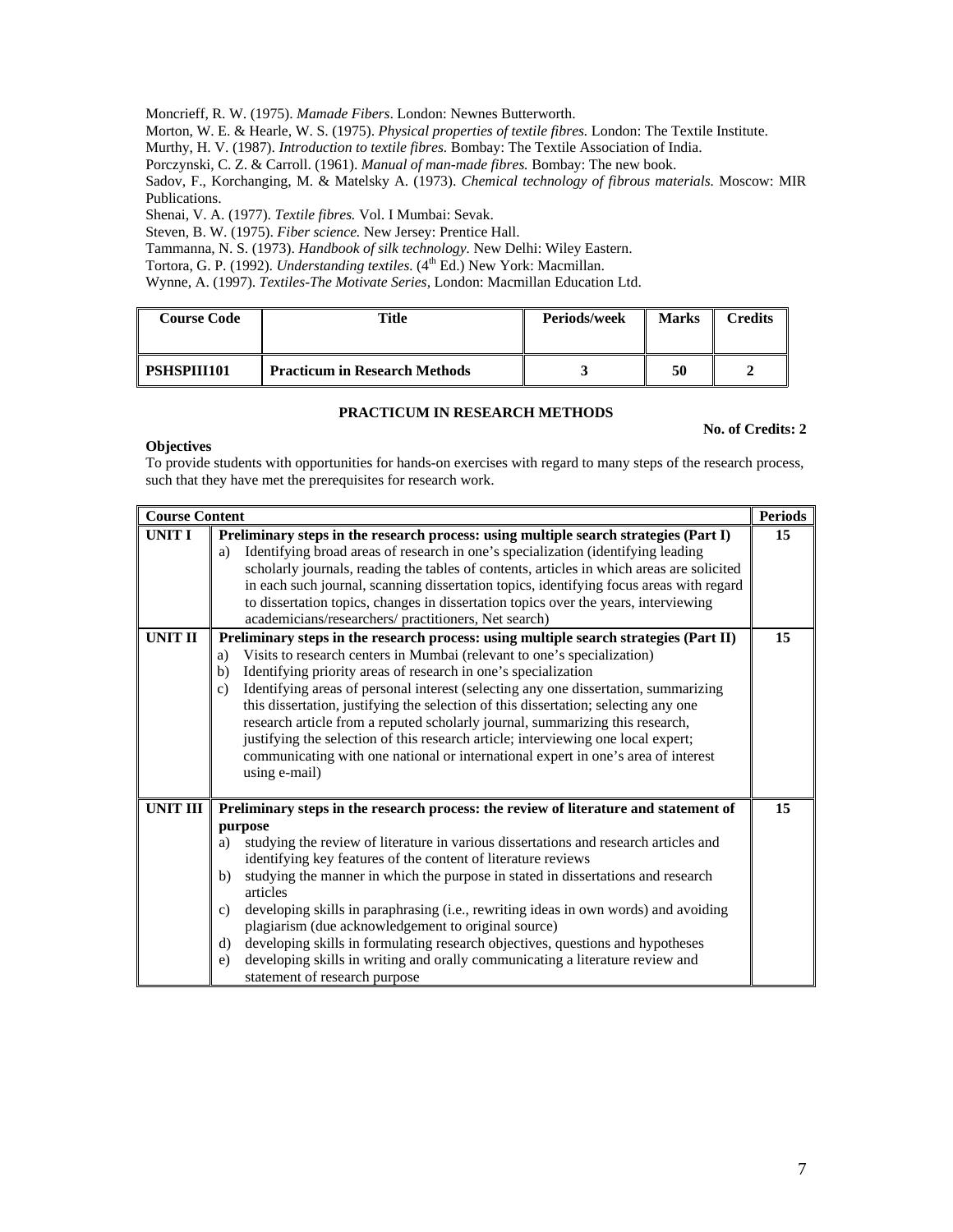Moncrieff, R. W. (1975). *Mamade Fibers*. London: Newnes Butterworth.

Morton, W. E. & Hearle, W. S. (1975). *Physical properties of textile fibres.* London: The Textile Institute.

Murthy, H. V. (1987). *Introduction to textile fibres.* Bombay: The Textile Association of India.

Porczynski, C. Z. & Carroll. (1961). *Manual of man-made fibres.* Bombay: The new book.

Sadov, F., Korchanging, M. & Matelsky A. (1973). *Chemical technology of fibrous materials.* Moscow: MIR Publications.

Shenai, V. A. (1977). *Textile fibres.* Vol. I Mumbai: Sevak.

Steven, B. W. (1975). *Fiber science.* New Jersey: Prentice Hall.

Tammanna, N. S. (1973). *Handbook of silk technology.* New Delhi: Wiley Eastern.

Tortora, G. P. (1992). *Understanding textiles.* (4th Ed.) New York: Macmillan.

Wynne, A. (1997). *Textiles-The Motivate Series*, London: Macmillan Education Ltd.

| Course Code | Title | Periods/week | Marks | Credits |
|---|---|---|---|---|
| **PSHSPIII101** | **Practicum in Research Methods** | **3** | **50** | **2** |

**PRACTICUM IN RESEARCH METHODS**

**No. of Credits: 2**

**Objectives**

To provide students with opportunities for hands-on exercises with regard to many steps of the research process, such that they have met the prerequisites for research work.

| Course Content | | Periods |
|---|---|---|
| **UNIT I** | **Preliminary steps in the research process: using multiple search strategies (Part I)** <br> a) Identifying broad areas of research in one's specialization (identifying leading scholarly journals, reading the tables of contents, articles in which areas are solicited in each such journal, scanning dissertation topics, identifying focus areas with regard to dissertation topics, changes in dissertation topics over the years, interviewing academicians/researchers/ practitioners, Net search) | **15** |
| **UNIT II** | **Preliminary steps in the research process: using multiple search strategies (Part II)** <br> a) Visits to research centers in Mumbai (relevant to one's specialization) <br> b) Identifying priority areas of research in one's specialization <br> c) Identifying areas of personal interest (selecting any one dissertation, summarizing this dissertation, justifying the selection of this dissertation; selecting any one research article from a reputed scholarly journal, summarizing this research, justifying the selection of this research article; interviewing one local expert; communicating with one national or international expert in one's area of interest using e-mail) | **15** |
| **UNIT III** | **Preliminary steps in the research process: the review of literature and statement of purpose** <br> a) studying the review of literature in various dissertations and research articles and identifying key features of the content of literature reviews <br> b) studying the manner in which the purpose in stated in dissertations and research articles <br> c) developing skills in paraphrasing (i.e., rewriting ideas in own words) and avoiding plagiarism (due acknowledgement to original source) <br> d) developing skills in formulating research objectives, questions and hypotheses <br> e) developing skills in writing and orally communicating a literature review and statement of research purpose | **15** |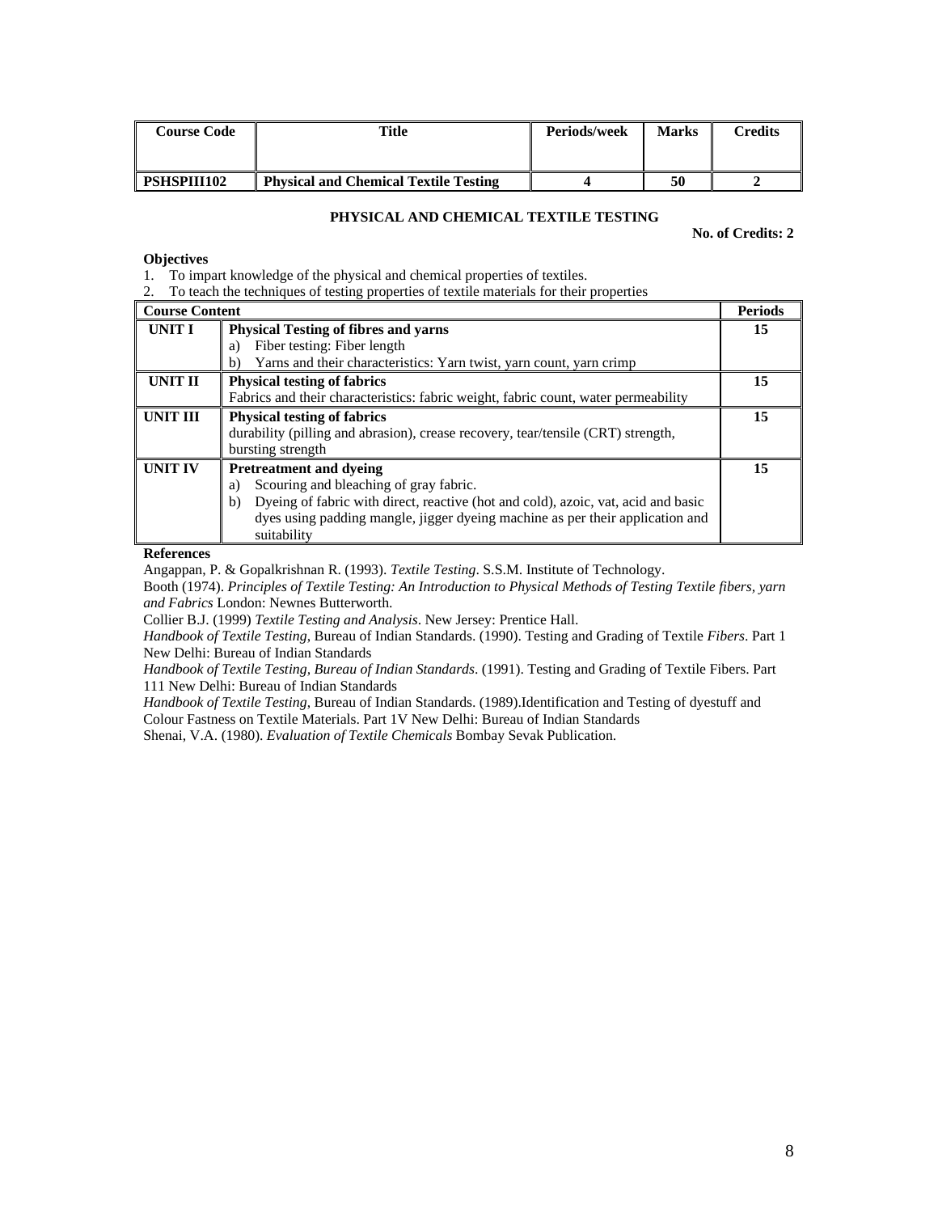| Course Code | Title | Periods/week | Marks | Credits |
|---|---|---|---|---|
| **PSHSPIII102** | **Physical and Chemical Textile Testing** | **4** | **50** | **2** |

### PHYSICAL AND CHEMICAL TEXTILE TESTING

**No. of Credits: 2**

**Objectives**

1. To impart knowledge of the physical and chemical properties of textiles.
2. To teach the techniques of testing properties of textile materials for their properties

| **Course Content** | | **Periods** |
|---|---|---|
| **UNIT I** | **Physical Testing of fibres and yarns**<br>a) Fiber testing: Fiber length<br>b) Yarns and their characteristics: Yarn twist, yarn count, yarn crimp | **15** |
| **UNIT II** | **Physical testing of fabrics**<br>Fabrics and their characteristics: fabric weight, fabric count, water permeability | **15** |
| **UNIT III** | **Physical testing of fabrics**<br>durability (pilling and abrasion), crease recovery, tear/tensile (CRT) strength, bursting strength | **15** |
| **UNIT IV** | **Pretreatment and dyeing**<br>a) Scouring and bleaching of gray fabric.<br>b) Dyeing of fabric with direct, reactive (hot and cold), azoic, vat, acid and basic dyes using padding mangle, jigger dyeing machine as per their application and suitability | **15** |

**References**

Angappan, P. & Gopalkrishnan R. (1993). *Textile Testing*. S.S.M. Institute of Technology.

Booth (1974). *Principles of Textile Testing: An Introduction to Physical Methods of Testing Textile fibers, yarn and Fabrics* London: Newnes Butterworth.

Collier B.J. (1999) *Textile Testing and Analysis*. New Jersey: Prentice Hall.

*Handbook of Textile Testing*, Bureau of Indian Standards. (1990). Testing and Grading of Textile *Fibers*. Part 1 New Delhi: Bureau of Indian Standards

*Handbook of Textile Testing, Bureau of Indian Standards*. (1991). Testing and Grading of Textile Fibers. Part 111 New Delhi: Bureau of Indian Standards

*Handbook of Textile Testing*, Bureau of Indian Standards. (1989).Identification and Testing of dyestuff and Colour Fastness on Textile Materials. Part 1V New Delhi: Bureau of Indian Standards

Shenai, V.A. (1980). *Evaluation of Textile Chemicals* Bombay Sevak Publication.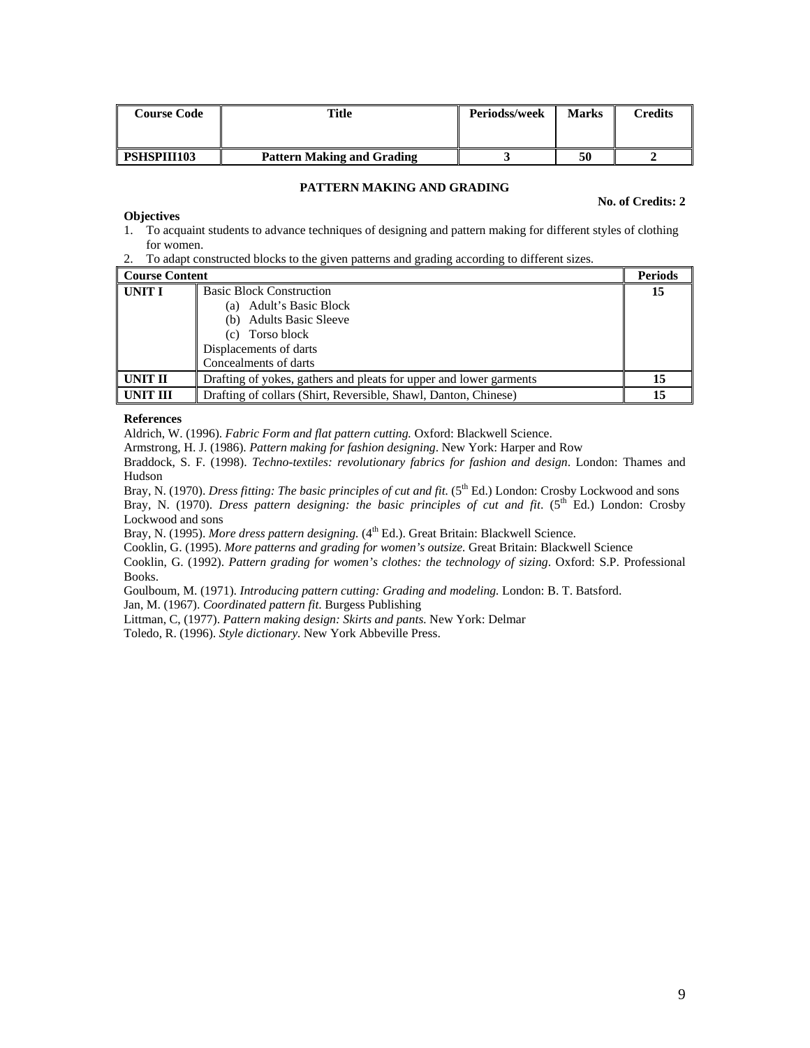| Course Code | Title | Periodss/week | Marks | Credits |
|---|---|---|---|---|
| **PSHSPIII103** | **Pattern Making and Grading** | **3** | **50** | **2** |

## PATTERN MAKING AND GRADING

**No. of Credits: 2**

**Objectives**

1. To acquaint students to advance techniques of designing and pattern making for different styles of clothing for women.
2. To adapt constructed blocks to the given patterns and grading according to different sizes.

| Course Content | | Periods |
|---|---|---|
| **UNIT I** | Basic Block Construction<br>(a) Adult's Basic Block<br>(b) Adults Basic Sleeve<br>(c) Torso block<br>Displacements of darts<br>Concealments of darts | **15** |
| **UNIT II** | Drafting of yokes, gathers and pleats for upper and lower garments | **15** |
| **UNIT III** | Drafting of collars (Shirt, Reversible, Shawl, Danton, Chinese) | **15** |

**References**

Aldrich, W. (1996). *Fabric Form and flat pattern cutting.* Oxford: Blackwell Science.

Armstrong, H. J. (1986). *Pattern making for fashion designing*. New York: Harper and Row

Braddock, S. F. (1998). *Techno-textiles: revolutionary fabrics for fashion and design*. London: Thames and Hudson

Bray, N. (1970). *Dress fitting: The basic principles of cut and fit.* (5th Ed.) London: Crosby Lockwood and sons

Bray, N. (1970). *Dress pattern designing: the basic principles of cut and fit*. (5th Ed.) London: Crosby Lockwood and sons

Bray, N. (1995). *More dress pattern designing.* (4th Ed.). Great Britain: Blackwell Science.

Cooklin, G. (1995). *More patterns and grading for women's outsize.* Great Britain: Blackwell Science

Cooklin, G. (1992). *Pattern grading for women's clothes: the technology of sizing*. Oxford: S.P. Professional Books.

Goulboum, M. (1971). *Introducing pattern cutting: Grading and modeling.* London: B. T. Batsford.

Jan, M. (1967). *Coordinated pattern fit.* Burgess Publishing

Littman, C, (1977). *Pattern making design: Skirts and pants.* New York: Delmar

Toledo, R. (1996). *Style dictionary.* New York Abbeville Press.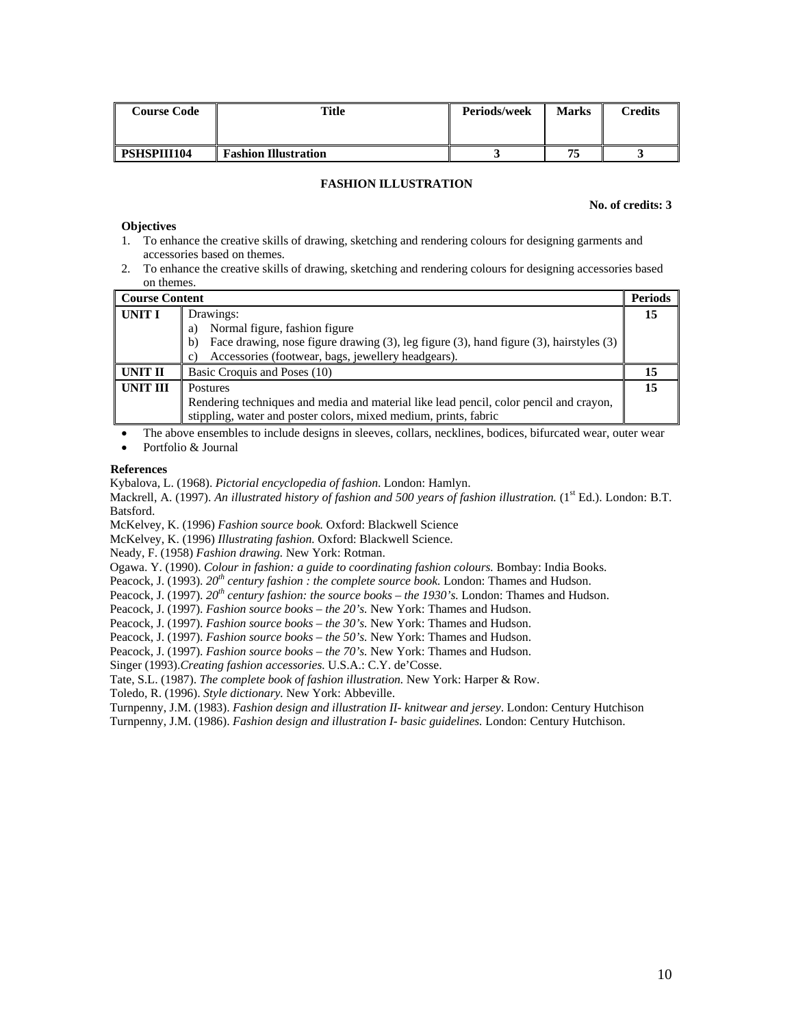| Course Code | Title | Periods/week | Marks | Credits |
| --- | --- | --- | --- | --- |
| **PSHSPIII104** | **Fashion Illustration** | **3** | **75** | **3** |

## FASHION ILLUSTRATION

**No. of credits: 3**

**Objectives**

1. To enhance the creative skills of drawing, sketching and rendering colours for designing garments and accessories based on themes.
2. To enhance the creative skills of drawing, sketching and rendering colours for designing accessories based on themes.

| Course Content | | Periods |
| --- | --- | --- |
| **UNIT I** | Drawings:<br>a) Normal figure, fashion figure<br>b) Face drawing, nose figure drawing (3), leg figure (3), hand figure (3), hairstyles (3)<br>c) Accessories (footwear, bags, jewellery headgears). | **15** |
| **UNIT II** | Basic Croquis and Poses (10) | **15** |
| **UNIT III** | Postures<br>Rendering techniques and media and material like lead pencil, color pencil and crayon, stippling, water and poster colors, mixed medium, prints, fabric | **15** |

- The above ensembles to include designs in sleeves, collars, necklines, bodices, bifurcated wear, outer wear
- Portfolio & Journal

**References**

Kybalova, L. (1968). *Pictorial encyclopedia of fashion*. London: Hamlyn.

Mackrell, A. (1997). *An illustrated history of fashion and 500 years of fashion illustration.* (1st Ed.). London: B.T. Batsford.

McKelvey, K. (1996) *Fashion source book.* Oxford: Blackwell Science

McKelvey, K. (1996) *Illustrating fashion.* Oxford: Blackwell Science.

Neady, F. (1958) *Fashion drawing.* New York: Rotman.

Ogawa. Y. (1990). *Colour in fashion: a guide to coordinating fashion colours.* Bombay: India Books.

Peacock, J. (1993). *20th century fashion : the complete source book.* London: Thames and Hudson.

Peacock, J. (1997). *20th century fashion: the source books – the 1930's.* London: Thames and Hudson.

Peacock, J. (1997). *Fashion source books – the 20's.* New York: Thames and Hudson.

Peacock, J. (1997). *Fashion source books – the 30's.* New York: Thames and Hudson.

Peacock, J. (1997). *Fashion source books – the 50's.* New York: Thames and Hudson.

Peacock, J. (1997). *Fashion source books – the 70's.* New York: Thames and Hudson.

Singer (1993).*Creating fashion accessories.* U.S.A.: C.Y. de'Cosse.

Tate, S.L. (1987). *The complete book of fashion illustration.* New York: Harper & Row.

Toledo, R. (1996). *Style dictionary.* New York: Abbeville.

Turnpenny, J.M. (1983). *Fashion design and illustration II- knitwear and jersey*. London: Century Hutchison

Turnpenny, J.M. (1986). *Fashion design and illustration I- basic guidelines.* London: Century Hutchison.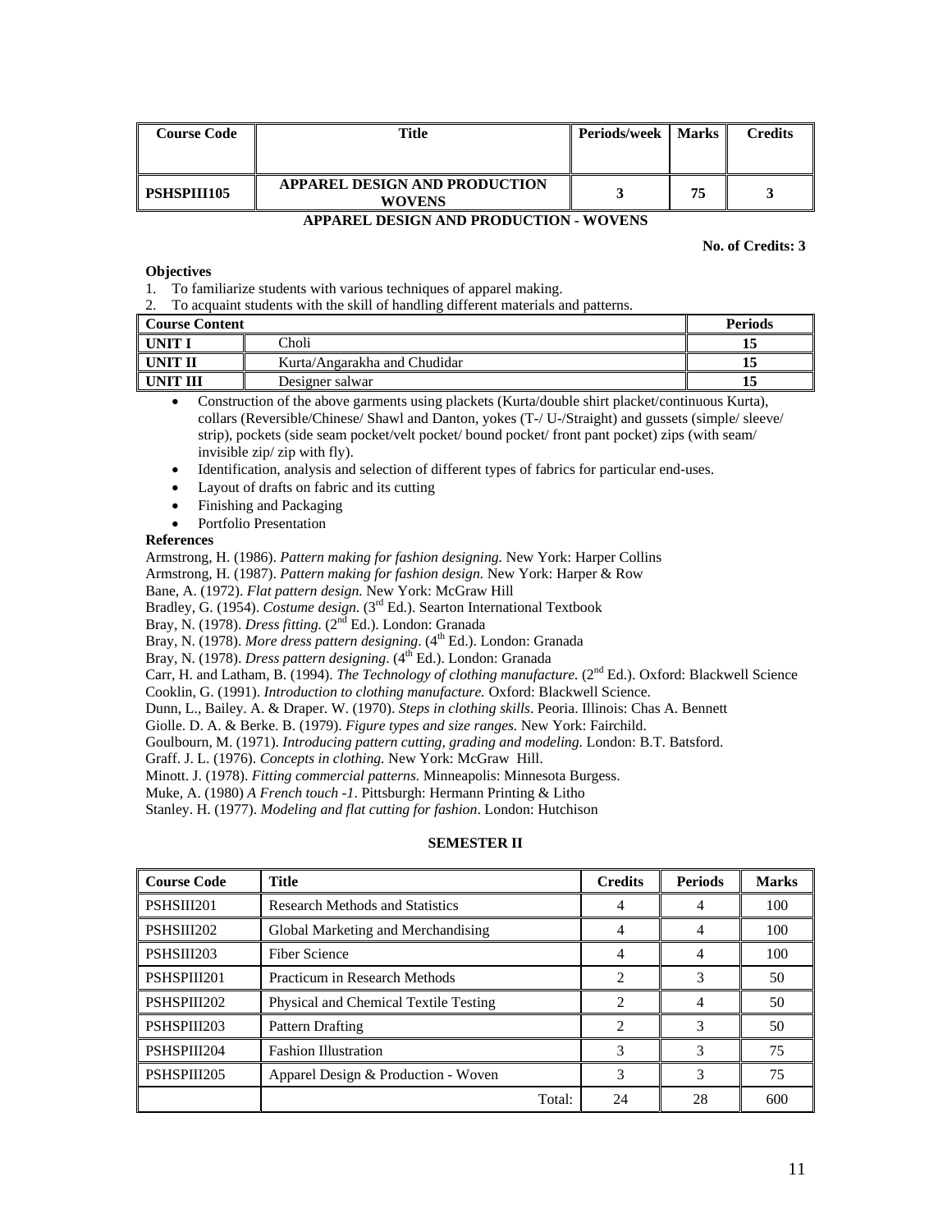| Course Code | Title | Periods/week | Marks | Credits |
|---|---|---|---|---|
| **PSHSPIII105** | **APPAREL DESIGN AND PRODUCTION WOVENS** | **3** | **75** | **3** |

## APPAREL DESIGN AND PRODUCTION - WOVENS

**No. of Credits: 3**

**Objectives**

1. To familiarize students with various techniques of apparel making.
2. To acquaint students with the skill of handling different materials and patterns.

| Course Content | | Periods |
|---|---|---|
| **UNIT I** | Choli | **15** |
| **UNIT II** | Kurta/Angarakha and Chudidar | **15** |
| **UNIT III** | Designer salwar | **15** |

- Construction of the above garments using plackets (Kurta/double shirt placket/continuous Kurta), collars (Reversible/Chinese/ Shawl and Danton, yokes (T-/ U-/Straight) and gussets (simple/ sleeve/ strip), pockets (side seam pocket/velt pocket/ bound pocket/ front pant pocket) zips (with seam/ invisible zip/ zip with fly).
- Identification, analysis and selection of different types of fabrics for particular end-uses.
- Layout of drafts on fabric and its cutting
- Finishing and Packaging
- Portfolio Presentation

**References**

Armstrong, H. (1986). *Pattern making for fashion designing.* New York: Harper Collins
Armstrong, H. (1987). *Pattern making for fashion design.* New York: Harper & Row
Bane, A. (1972). *Flat pattern design.* New York: McGraw Hill
Bradley, G. (1954). *Costume design.* (3rd Ed.). Searton International Textbook
Bray, N. (1978). *Dress fitting.* (2nd Ed.). London: Granada
Bray, N. (1978). *More dress pattern designing*. (4th Ed.). London: Granada
Bray, N. (1978). *Dress pattern designing*. (4th Ed.). London: Granada
Carr, H. and Latham, B. (1994). *The Technology of clothing manufacture.* (2nd Ed.). Oxford: Blackwell Science
Cooklin, G. (1991). *Introduction to clothing manufacture.* Oxford: Blackwell Science.
Dunn, L., Bailey. A. & Draper. W. (1970). *Steps in clothing skills*. Peoria. Illinois: Chas A. Bennett
Giolle. D. A. & Berke. B. (1979). *Figure types and size ranges.* New York: Fairchild.
Goulbourn, M. (1971). *Introducing pattern cutting, grading and modeling.* London: B.T. Batsford.
Graff. J. L. (1976). *Concepts in clothing.* New York: McGraw Hill.
Minott. J. (1978). *Fitting commercial patterns.* Minneapolis: Minnesota Burgess.
Muke, A. (1980) *A French touch -1*. Pittsburgh: Hermann Printing & Litho
Stanley. H. (1977). *Modeling and flat cutting for fashion*. London: Hutchison

## SEMESTER II

| Course Code | Title | Credits | Periods | Marks |
|---|---|---|---|---|
| PSHSIII201 | Research Methods and Statistics | 4 | 4 | 100 |
| PSHSIII202 | Global Marketing and Merchandising | 4 | 4 | 100 |
| PSHSIII203 | Fiber Science | 4 | 4 | 100 |
| PSHSPIII201 | Practicum in Research Methods | 2 | 3 | 50 |
| PSHSPIII202 | Physical and Chemical Textile Testing | 2 | 4 | 50 |
| PSHSPIII203 | Pattern Drafting | 2 | 3 | 50 |
| PSHSPIII204 | Fashion Illustration | 3 | 3 | 75 |
| PSHSPIII205 | Apparel Design & Production - Woven | 3 | 3 | 75 |
| | Total: | 24 | 28 | 600 |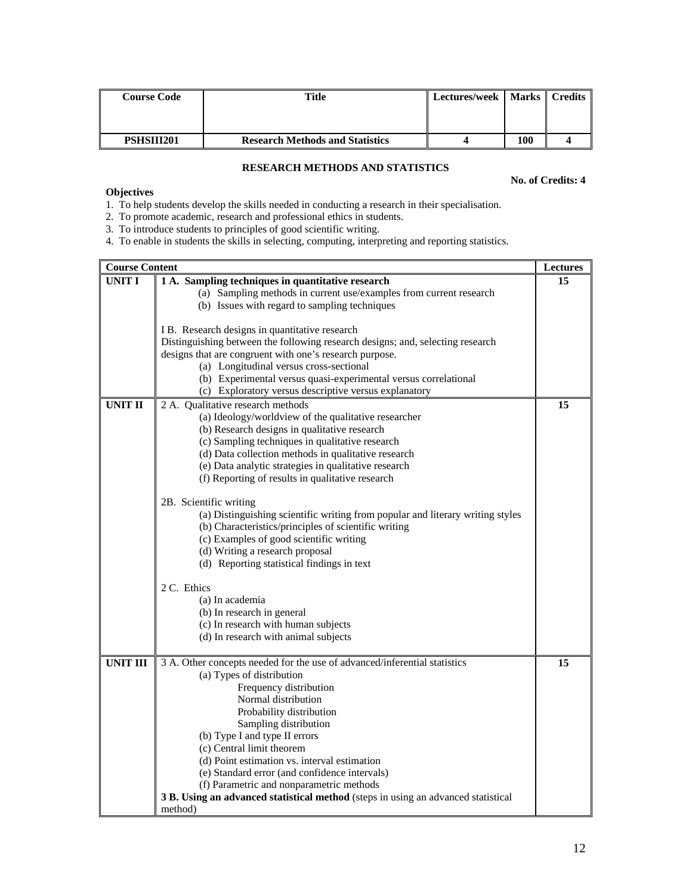| Course Code | Title | Lectures/week | Marks | Credits |
|---|---|---|---|---|
| PSHSIII201 | Research Methods and Statistics | 4 | 100 | 4 |

**RESEARCH METHODS AND STATISTICS**

**No. of Credits: 4**

**Objectives**

1. To help students develop the skills needed in conducting a research in their specialisation.
2. To promote academic, research and professional ethics in students.
3. To introduce students to principles of good scientific writing.
4. To enable in students the skills in selecting, computing, interpreting and reporting statistics.

| Course Content | | Lectures |
|---|---|---|
| **UNIT I** | **1 A. Sampling techniques in quantitative research**<br>(a) Sampling methods in current use/examples from current research<br>(b) Issues with regard to sampling techniques<br><br>I B. Research designs in quantitative research<br>Distinguishing between the following research designs; and, selecting research designs that are congruent with one's research purpose.<br>(a) Longitudinal versus cross-sectional<br>(b) Experimental versus quasi-experimental versus correlational<br>(c) Exploratory versus descriptive versus explanatory | 15 |
| **UNIT II** | 2 A. Qualitative research methods<br>(a) Ideology/worldview of the qualitative researcher<br>(b) Research designs in qualitative research<br>(c) Sampling techniques in qualitative research<br>(d) Data collection methods in qualitative research<br>(e) Data analytic strategies in qualitative research<br>(f) Reporting of results in qualitative research<br><br>2B. Scientific writing<br>(a) Distinguishing scientific writing from popular and literary writing styles<br>(b) Characteristics/principles of scientific writing<br>(c) Examples of good scientific writing<br>(d) Writing a research proposal<br>(d) Reporting statistical findings in text<br><br>2 C. Ethics<br>(a) In academia<br>(b) In research in general<br>(c) In research with human subjects<br>(d) In research with animal subjects | 15 |
| **UNIT III** | 3 A. Other concepts needed for the use of advanced/inferential statistics<br>(a) Types of distribution<br>Frequency distribution<br>Normal distribution<br>Probability distribution<br>Sampling distribution<br>(b) Type I and type II errors<br>(c) Central limit theorem<br>(d) Point estimation vs. interval estimation<br>(e) Standard error (and confidence intervals)<br>(f) Parametric and nonparametric methods<br>**3 B. Using an advanced statistical method** (steps in using an advanced statistical method) | 15 |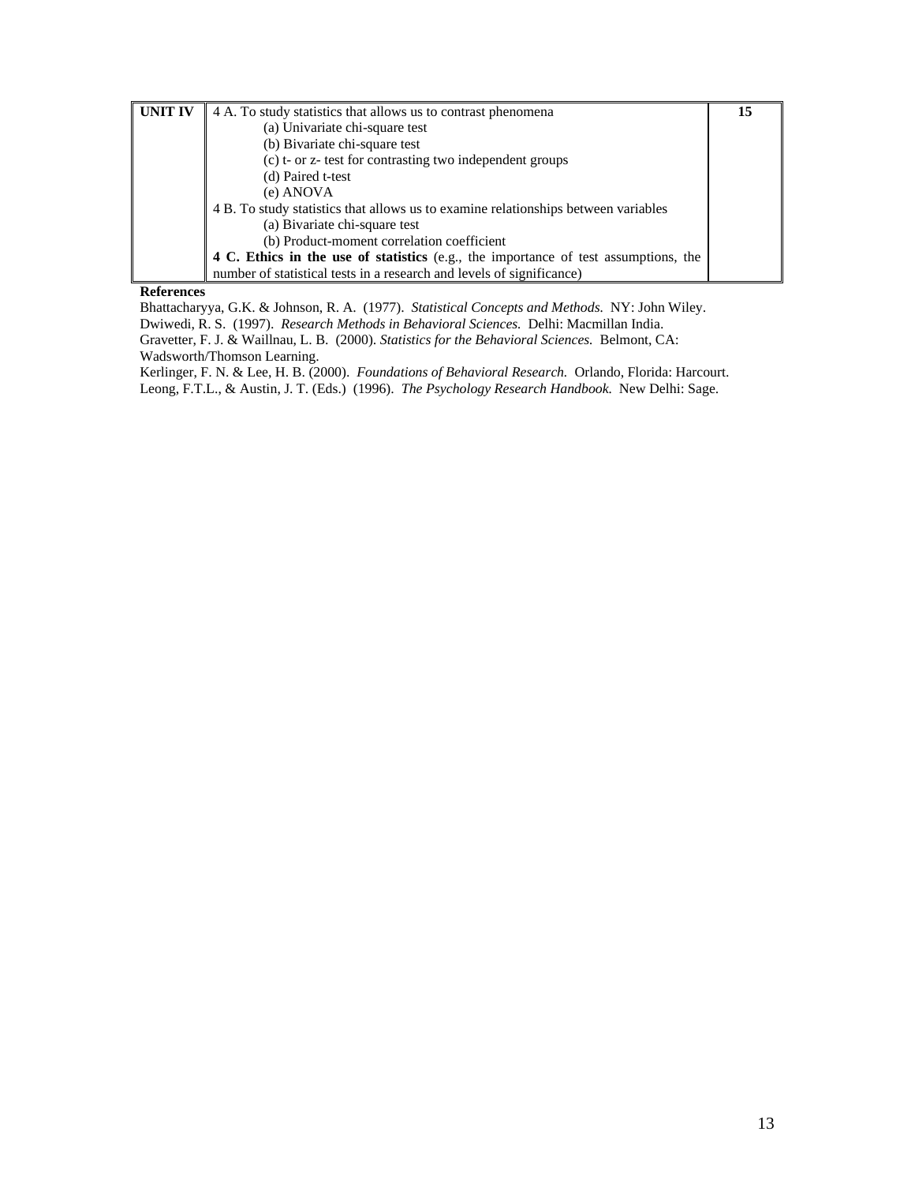| UNIT IV | 4 A. To study statistics that allows us to contrast phenomena<br>(a) Univariate chi-square test<br>(b) Bivariate chi-square test<br>(c) t- or z- test for contrasting two independent groups<br>(d) Paired t-test<br>(e) ANOVA<br>4 B. To study statistics that allows us to examine relationships between variables<br>(a) Bivariate chi-square test<br>(b) Product-moment correlation coefficient<br>**4 C. Ethics in the use of statistics** (e.g., the importance of test assumptions, the number of statistical tests in a research and levels of significance) | 15 |
|---|---|---|

**References**

Bhattacharyya, G.K. & Johnson, R. A. (1977). *Statistical Concepts and Methods.* NY: John Wiley.

Dwiwedi, R. S. (1997). *Research Methods in Behavioral Sciences.* Delhi: Macmillan India.

Gravetter, F. J. & Waillnau, L. B. (2000). *Statistics for the Behavioral Sciences.* Belmont, CA: Wadsworth/Thomson Learning.

Kerlinger, F. N. & Lee, H. B. (2000). *Foundations of Behavioral Research.* Orlando, Florida: Harcourt.

Leong, F.T.L., & Austin, J. T. (Eds.) (1996). *The Psychology Research Handbook.* New Delhi: Sage.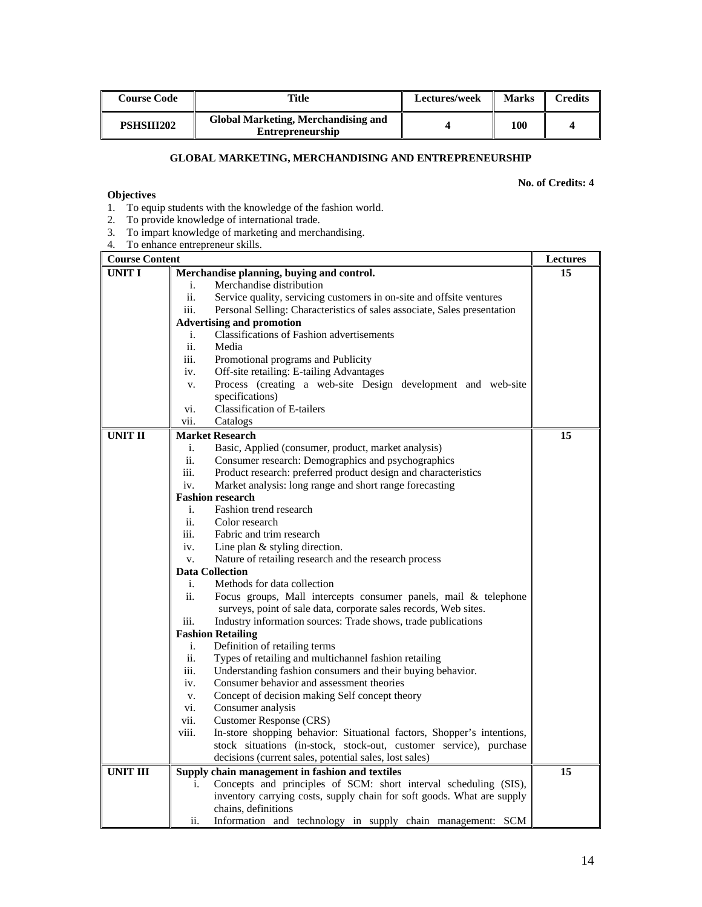| Course Code | Title | Lectures/week | Marks | Credits |
|---|---|---|---|---|
| **PSHSIII202** | **Global Marketing, Merchandising and Entrepreneurship** | **4** | **100** | **4** |

**GLOBAL MARKETING, MERCHANDISING AND ENTREPRENEURSHIP**

**No. of Credits: 4**

**Objectives**

1. To equip students with the knowledge of the fashion world.
2. To provide knowledge of international trade.
3. To impart knowledge of marketing and merchandising.
4. To enhance entrepreneur skills.

| Course Content | | Lectures |
|---|---|---|
| **UNIT I** | **Merchandise planning, buying and control.**<br>i. Merchandise distribution<br>ii. Service quality, servicing customers in on-site and offsite ventures<br>iii. Personal Selling: Characteristics of sales associate, Sales presentation<br>**Advertising and promotion**<br>i. Classifications of Fashion advertisements<br>ii. Media<br>iii. Promotional programs and Publicity<br>iv. Off-site retailing: E-tailing Advantages<br>v. Process (creating a web-site Design development and web-site specifications)<br>vi. Classification of E-tailers<br>vii. Catalogs | **15** |
| **UNIT II** | **Market Research**<br>i. Basic, Applied (consumer, product, market analysis)<br>ii. Consumer research: Demographics and psychographics<br>iii. Product research: preferred product design and characteristics<br>iv. Market analysis: long range and short range forecasting<br>**Fashion research**<br>i. Fashion trend research<br>ii. Color research<br>iii. Fabric and trim research<br>iv. Line plan & styling direction.<br>v. Nature of retailing research and the research process<br>**Data Collection**<br>i. Methods for data collection<br>ii. Focus groups, Mall intercepts consumer panels, mail & telephone surveys, point of sale data, corporate sales records, Web sites.<br>iii. Industry information sources: Trade shows, trade publications<br>**Fashion Retailing**<br>i. Definition of retailing terms<br>ii. Types of retailing and multichannel fashion retailing<br>iii. Understanding fashion consumers and their buying behavior.<br>iv. Consumer behavior and assessment theories<br>v. Concept of decision making Self concept theory<br>vi. Consumer analysis<br>vii. Customer Response (CRS)<br>viii. In-store shopping behavior: Situational factors, Shopper's intentions, stock situations (in-stock, stock-out, customer service), purchase decisions (current sales, potential sales, lost sales) | **15** |
| **UNIT III** | **Supply chain management in fashion and textiles**<br>i. Concepts and principles of SCM: short interval scheduling (SIS), inventory carrying costs, supply chain for soft goods. What are supply chains, definitions<br>ii. Information and technology in supply chain management: SCM | **15** |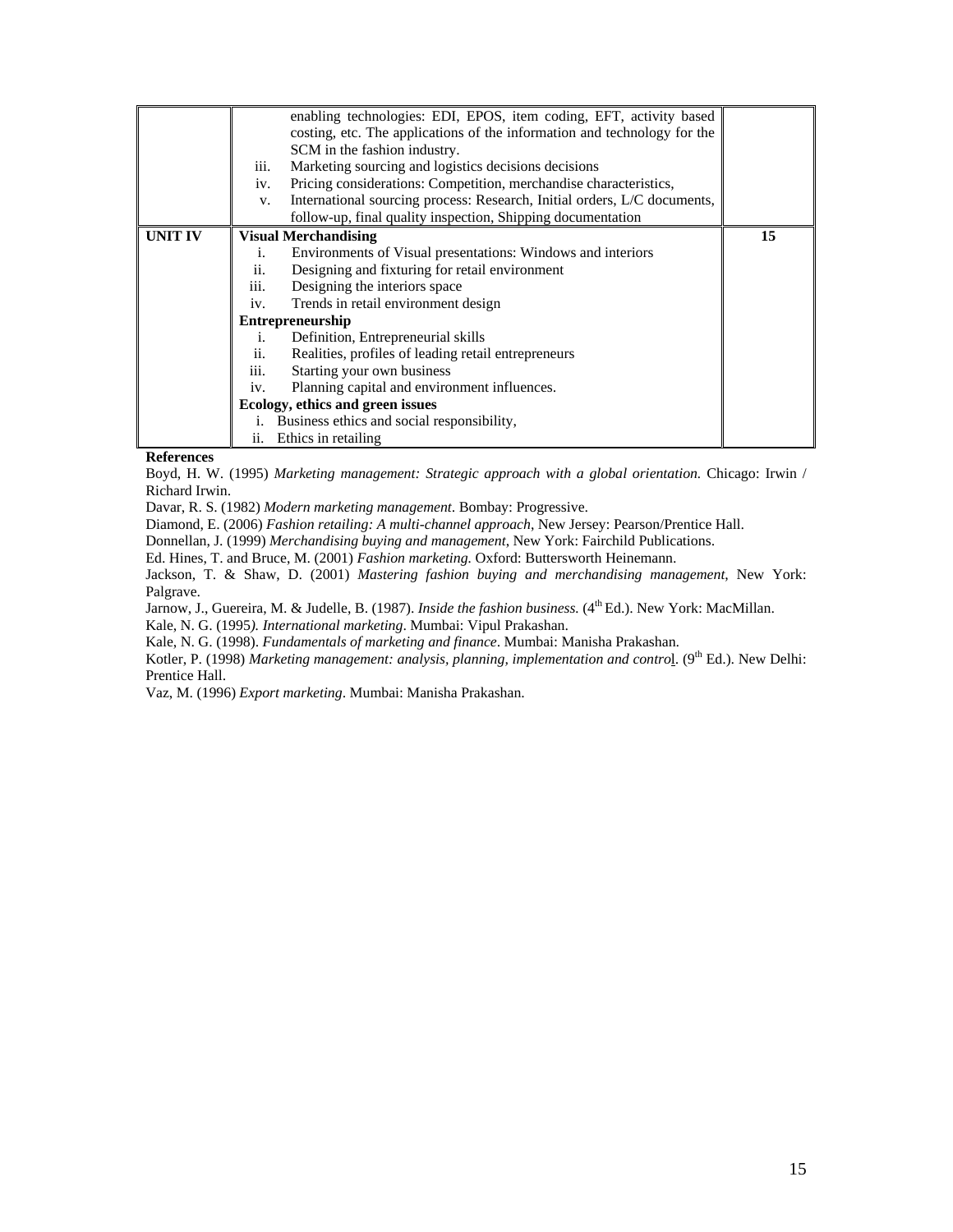| | | |
|---|---|---|
| | enabling technologies: EDI, EPOS, item coding, EFT, activity based costing, etc. The applications of the information and technology for the SCM in the fashion industry.<br>iii. Marketing sourcing and logistics decisions decisions<br>iv. Pricing considerations: Competition, merchandise characteristics,<br>v. International sourcing process: Research, Initial orders, L/C documents, follow-up, final quality inspection, Shipping documentation | |
| **UNIT IV** | **Visual Merchandising**<br>i. Environments of Visual presentations: Windows and interiors<br>ii. Designing and fixturing for retail environment<br>iii. Designing the interiors space<br>iv. Trends in retail environment design<br>**Entrepreneurship**<br>i. Definition, Entrepreneurial skills<br>ii. Realities, profiles of leading retail entrepreneurs<br>iii. Starting your own business<br>iv. Planning capital and environment influences.<br>**Ecology, ethics and green issues**<br>i. Business ethics and social responsibility,<br>ii. Ethics in retailing | **15** |

**References**

Boyd, H. W. (1995) *Marketing management: Strategic approach with a global orientation.* Chicago: Irwin / Richard Irwin.

Davar, R. S. (1982) *Modern marketing management*. Bombay: Progressive.

Diamond, E. (2006) *Fashion retailing: A multi-channel approach*, New Jersey: Pearson/Prentice Hall.

Donnellan, J. (1999) *Merchandising buying and management*, New York: Fairchild Publications.

Ed. Hines, T. and Bruce, M. (2001) *Fashion marketing.* Oxford: Buttersworth Heinemann.

Jackson, T. & Shaw, D. (2001) *Mastering fashion buying and merchandising management*, New York: Palgrave.

Jarnow, J., Guereira, M. & Judelle, B. (1987). *Inside the fashion business.* (4th Ed.). New York: MacMillan.

Kale, N. G. (1995). *International marketing*. Mumbai: Vipul Prakashan.

Kale, N. G. (1998). *Fundamentals of marketing and finance*. Mumbai: Manisha Prakashan.

Kotler, P. (1998) *Marketing management: analysis, planning, implementation and control*. (9th Ed.). New Delhi: Prentice Hall.

Vaz, M. (1996) *Export marketing*. Mumbai: Manisha Prakashan.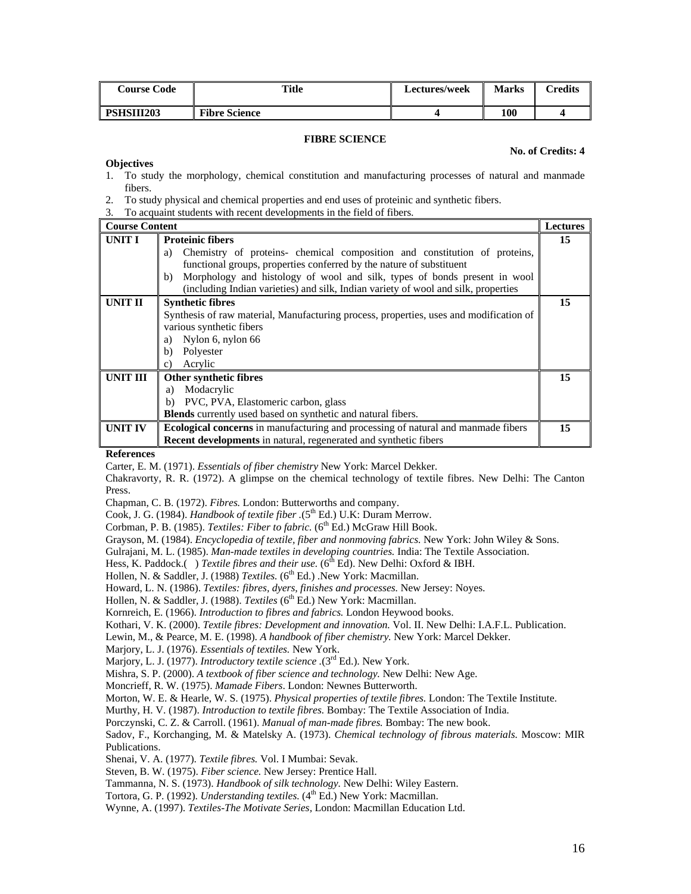| Course Code | Title | Lectures/week | Marks | Credits |
|---|---|---|---|---|
| **PSHSIII203** | **Fibre Science** | **4** | **100** | **4** |

## FIBRE SCIENCE

**No. of Credits: 4**

**Objectives**

1. To study the morphology, chemical constitution and manufacturing processes of natural and manmade fibers.
2. To study physical and chemical properties and end uses of proteinic and synthetic fibers.
3. To acquaint students with recent developments in the field of fibers.

| **Course Content** | | **Lectures** |
|---|---|---|
| **UNIT I** | **Proteinic fibers**<br>a) Chemistry of proteins- chemical composition and constitution of proteins, functional groups, properties conferred by the nature of substituent<br>b) Morphology and histology of wool and silk, types of bonds present in wool (including Indian varieties) and silk, Indian variety of wool and silk, properties | **15** |
| **UNIT II** | **Synthetic fibres**<br>Synthesis of raw material, Manufacturing process, properties, uses and modification of various synthetic fibers<br>a) Nylon 6, nylon 66<br>b) Polyester<br>c) Acrylic | **15** |
| **UNIT III** | **Other synthetic fibres**<br>a) Modacrylic<br>b) PVC, PVA, Elastomeric carbon, glass<br>**Blends** currently used based on synthetic and natural fibers. | **15** |
| **UNIT IV** | **Ecological concerns** in manufacturing and processing of natural and manmade fibers<br>**Recent developments** in natural, regenerated and synthetic fibers | **15** |

**References**

Carter, E. M. (1971). *Essentials of fiber chemistry* New York: Marcel Dekker.

Chakravorty, R. R. (1972). A glimpse on the chemical technology of textile fibres. New Delhi: The Canton Press.

Chapman, C. B. (1972). *Fibres.* London: Butterworths and company.

Cook, J. G. (1984). *Handbook of textile fiber* .(5th Ed.) U.K: Duram Merrow.

Corbman, P. B. (1985). *Textiles: Fiber to fabric.* (6th Ed.) McGraw Hill Book.

Grayson, M. (1984). *Encyclopedia of textile, fiber and nonmoving fabrics.* New York: John Wiley & Sons.

Gulrajani, M. L. (1985). *Man-made textiles in developing countries.* India: The Textile Association.

Hess, K. Paddock.( ) *Textile fibres and their use.* (6th Ed). New Delhi: Oxford & IBH.

Hollen, N. & Saddler, J. (1988) *Textiles.* (6th Ed.) .New York: Macmillan.

Howard, L. N. (1986). *Textiles: fibres, dyers, finishes and processes.* New Jersey: Noyes.

Hollen, N. & Saddler, J. (1988). *Textiles* (6th Ed.) New York: Macmillan.

Kornreich, E. (1966). *Introduction to fibres and fabrics.* London Heywood books.

Kothari, V. K. (2000). *Textile fibres: Development and innovation.* Vol. II. New Delhi: I.A.F.L. Publication.

Lewin, M., & Pearce, M. E. (1998). *A handbook of fiber chemistry.* New York: Marcel Dekker.

Marjory, L. J. (1976). *Essentials of textiles.* New York.

Marjory, L. J. (1977). *Introductory textile science* .(3rd Ed.). New York.

Mishra, S. P. (2000). *A textbook of fiber science and technology.* New Delhi: New Age.

Moncrieff, R. W. (1975). *Mamade Fibers*. London: Newnes Butterworth.

Morton, W. E. & Hearle, W. S. (1975). *Physical properties of textile fibres.* London: The Textile Institute.

Murthy, H. V. (1987). *Introduction to textile fibres.* Bombay: The Textile Association of India.

Porczynski, C. Z. & Carroll. (1961). *Manual of man-made fibres.* Bombay: The new book.

Sadov, F., Korchanging, M. & Matelsky A. (1973). *Chemical technology of fibrous materials.* Moscow: MIR Publications.

Shenai, V. A. (1977). *Textile fibres.* Vol. I Mumbai: Sevak.

Steven, B. W. (1975). *Fiber science.* New Jersey: Prentice Hall.

Tammanna, N. S. (1973). *Handbook of silk technology.* New Delhi: Wiley Eastern.

Tortora, G. P. (1992). *Understanding textiles.* (4th Ed.) New York: Macmillan.

Wynne, A. (1997). *Textiles-The Motivate Series*, London: Macmillan Education Ltd.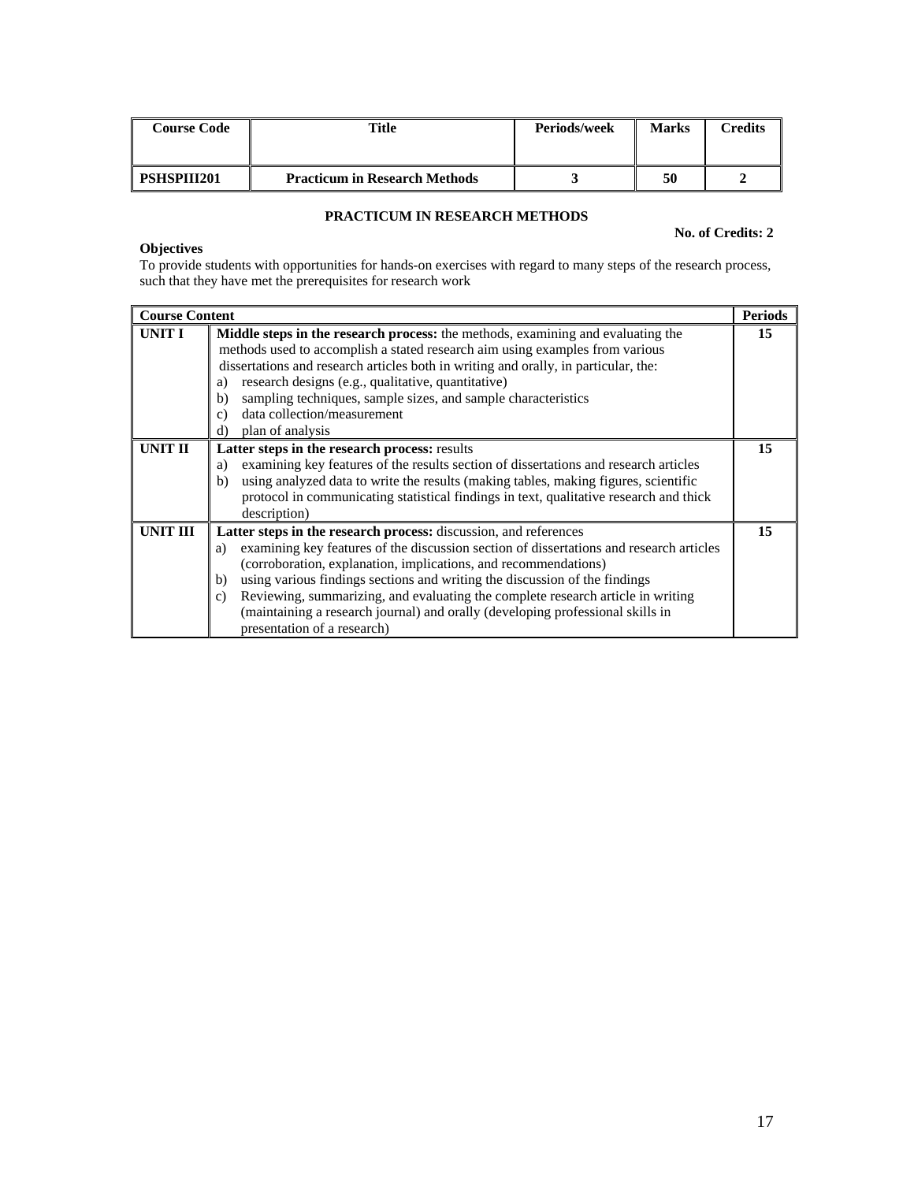| Course Code | Title | Periods/week | Marks | Credits |
|---|---|---|---|---|
| **PSHSPIII201** | **Practicum in Research Methods** | **3** | **50** | **2** |

### PRACTICUM IN RESEARCH METHODS

**No. of Credits: 2**

**Objectives**

To provide students with opportunities for hands-on exercises with regard to many steps of the research process, such that they have met the prerequisites for research work

| Course Content | | Periods |
|---|---|---|
| **UNIT I** | **Middle steps in the research process:** the methods, examining and evaluating the methods used to accomplish a stated research aim using examples from various dissertations and research articles both in writing and orally, in particular, the:<br>a) research designs (e.g., qualitative, quantitative)<br>b) sampling techniques, sample sizes, and sample characteristics<br>c) data collection/measurement<br>d) plan of analysis | **15** |
| **UNIT II** | **Latter steps in the research process:** results<br>a) examining key features of the results section of dissertations and research articles<br>b) using analyzed data to write the results (making tables, making figures, scientific protocol in communicating statistical findings in text, qualitative research and thick description) | **15** |
| **UNIT III** | **Latter steps in the research process:** discussion, and references<br>a) examining key features of the discussion section of dissertations and research articles (corroboration, explanation, implications, and recommendations)<br>b) using various findings sections and writing the discussion of the findings<br>c) Reviewing, summarizing, and evaluating the complete research article in writing (maintaining a research journal) and orally (developing professional skills in presentation of a research) | **15** |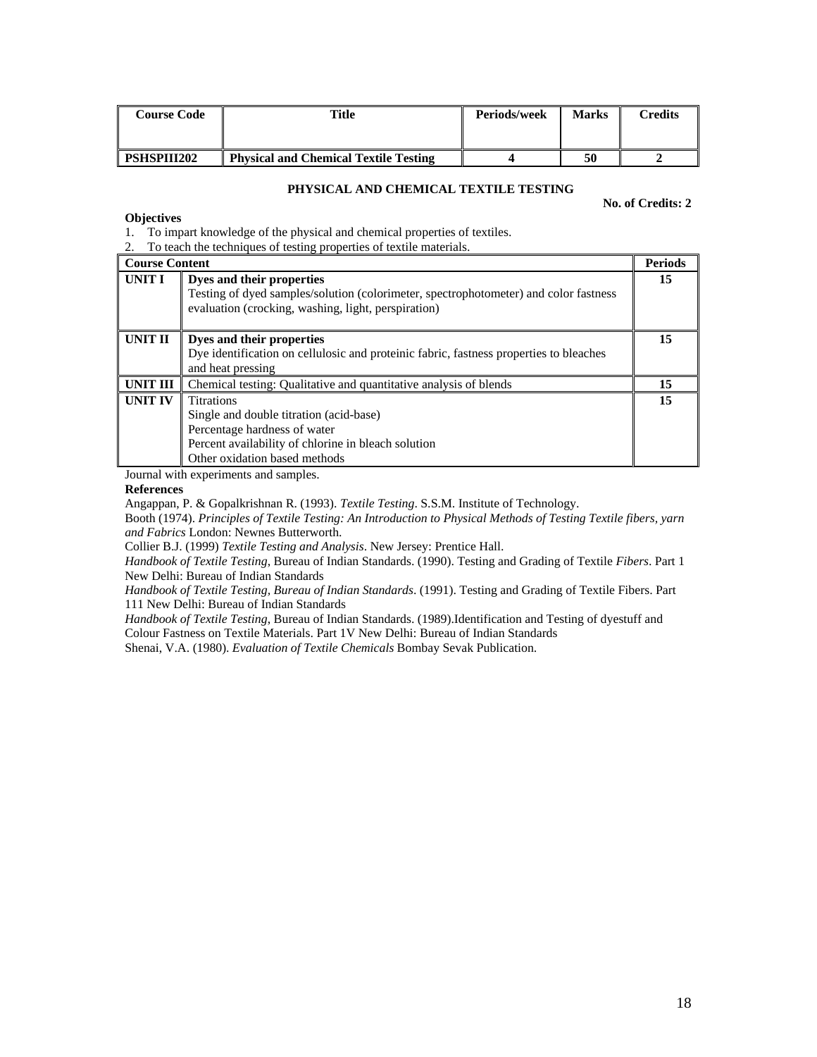| Course Code | Title | Periods/week | Marks | Credits |
|---|---|---|---|---|
| **PSHSPIII202** | **Physical and Chemical Textile Testing** | **4** | **50** | **2** |

### PHYSICAL AND CHEMICAL TEXTILE TESTING

**No. of Credits: 2**

**Objectives**

1. To impart knowledge of the physical and chemical properties of textiles.
2. To teach the techniques of testing properties of textile materials.

| **Course Content** | | **Periods** |
|---|---|---|
| **UNIT I** | **Dyes and their properties**<br>Testing of dyed samples/solution (colorimeter, spectrophotometer) and color fastness evaluation (crocking, washing, light, perspiration) | **15** |
| **UNIT II** | **Dyes and their properties**<br>Dye identification on cellulosic and proteinic fabric, fastness properties to bleaches and heat pressing | **15** |
| **UNIT III** | Chemical testing: Qualitative and quantitative analysis of blends | **15** |
| **UNIT IV** | Titrations<br>Single and double titration (acid-base)<br>Percentage hardness of water<br>Percent availability of chlorine in bleach solution<br>Other oxidation based methods | **15** |

Journal with experiments and samples.

**References**

Angappan, P. & Gopalkrishnan R. (1993). *Textile Testing*. S.S.M. Institute of Technology.

Booth (1974). *Principles of Textile Testing: An Introduction to Physical Methods of Testing Textile fibers, yarn and Fabrics* London: Newnes Butterworth.

Collier B.J. (1999) *Textile Testing and Analysis*. New Jersey: Prentice Hall.

*Handbook of Textile Testing*, Bureau of Indian Standards. (1990). Testing and Grading of Textile *Fibers*. Part 1 New Delhi: Bureau of Indian Standards

*Handbook of Textile Testing, Bureau of Indian Standards*. (1991). Testing and Grading of Textile Fibers. Part 111 New Delhi: Bureau of Indian Standards

*Handbook of Textile Testing*, Bureau of Indian Standards. (1989).Identification and Testing of dyestuff and Colour Fastness on Textile Materials. Part 1V New Delhi: Bureau of Indian Standards

Shenai, V.A. (1980). *Evaluation of Textile Chemicals* Bombay Sevak Publication.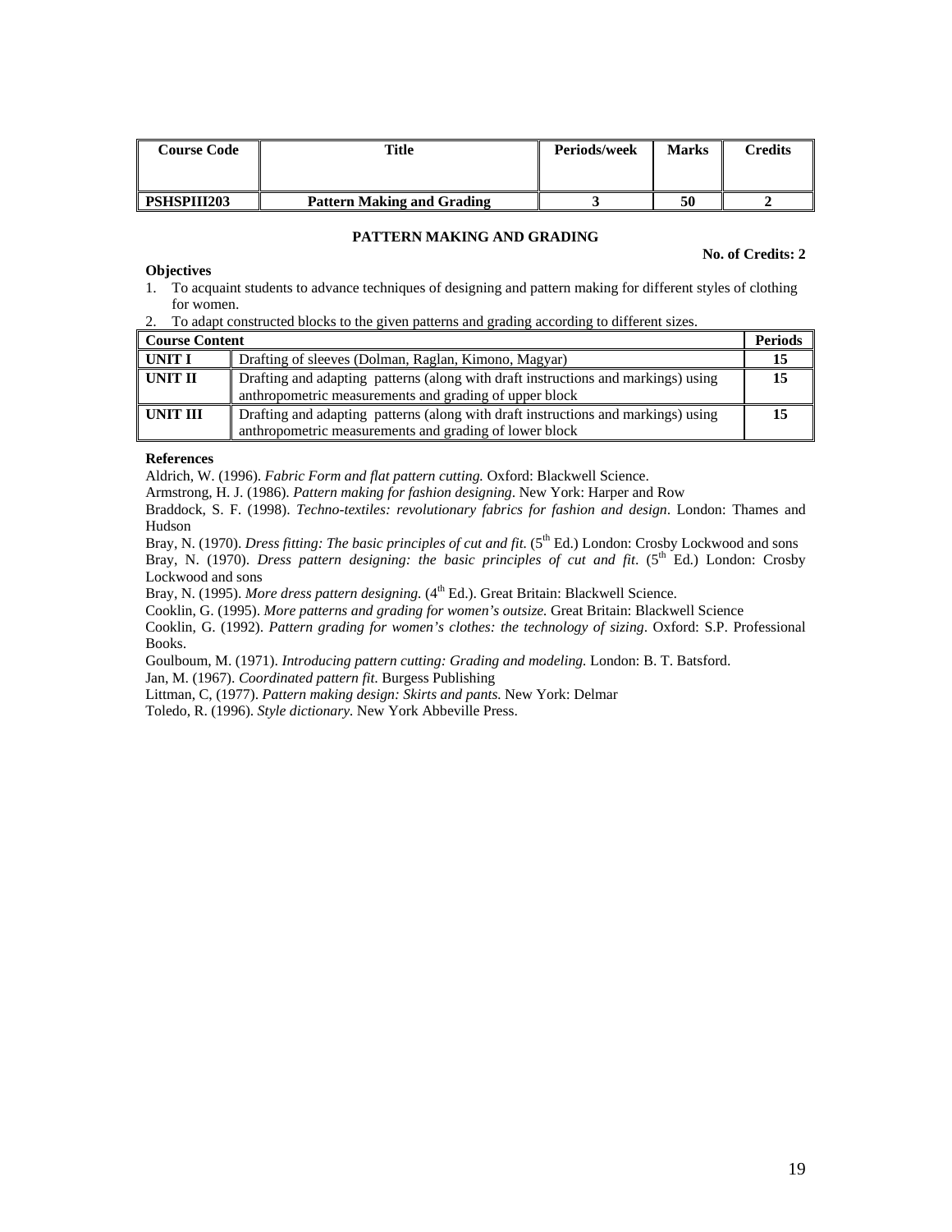| Course Code | Title | Periods/week | Marks | Credits |
|---|---|---|---|---|
| PSHSPIII203 | Pattern Making and Grading | 3 | 50 | 2 |

## PATTERN MAKING AND GRADING

**No. of Credits: 2**

**Objectives**

1. To acquaint students to advance techniques of designing and pattern making for different styles of clothing for women.
2. To adapt constructed blocks to the given patterns and grading according to different sizes.

| Course Content | | Periods |
|---|---|---|
| UNIT I | Drafting of sleeves (Dolman, Raglan, Kimono, Magyar) | 15 |
| UNIT II | Drafting and adapting patterns (along with draft instructions and markings) using anthropometric measurements and grading of upper block | 15 |
| UNIT III | Drafting and adapting patterns (along with draft instructions and markings) using anthropometric measurements and grading of lower block | 15 |

**References**

Aldrich, W. (1996). *Fabric Form and flat pattern cutting.* Oxford: Blackwell Science.

Armstrong, H. J. (1986). *Pattern making for fashion designing*. New York: Harper and Row

Braddock, S. F. (1998). *Techno-textiles: revolutionary fabrics for fashion and design*. London: Thames and Hudson

Bray, N. (1970). *Dress fitting: The basic principles of cut and fit.* (5th Ed.) London: Crosby Lockwood and sons

Bray, N. (1970). *Dress pattern designing: the basic principles of cut and fit*. (5th Ed.) London: Crosby Lockwood and sons

Bray, N. (1995). *More dress pattern designing.* (4th Ed.). Great Britain: Blackwell Science.

Cooklin, G. (1995). *More patterns and grading for women's outsize.* Great Britain: Blackwell Science

Cooklin, G. (1992). *Pattern grading for women's clothes: the technology of sizing*. Oxford: S.P. Professional Books.

Goulboum, M. (1971). *Introducing pattern cutting: Grading and modeling.* London: B. T. Batsford.

Jan, M. (1967). *Coordinated pattern fit.* Burgess Publishing

Littman, C, (1977). *Pattern making design: Skirts and pants.* New York: Delmar

Toledo, R. (1996). *Style dictionary.* New York Abbeville Press.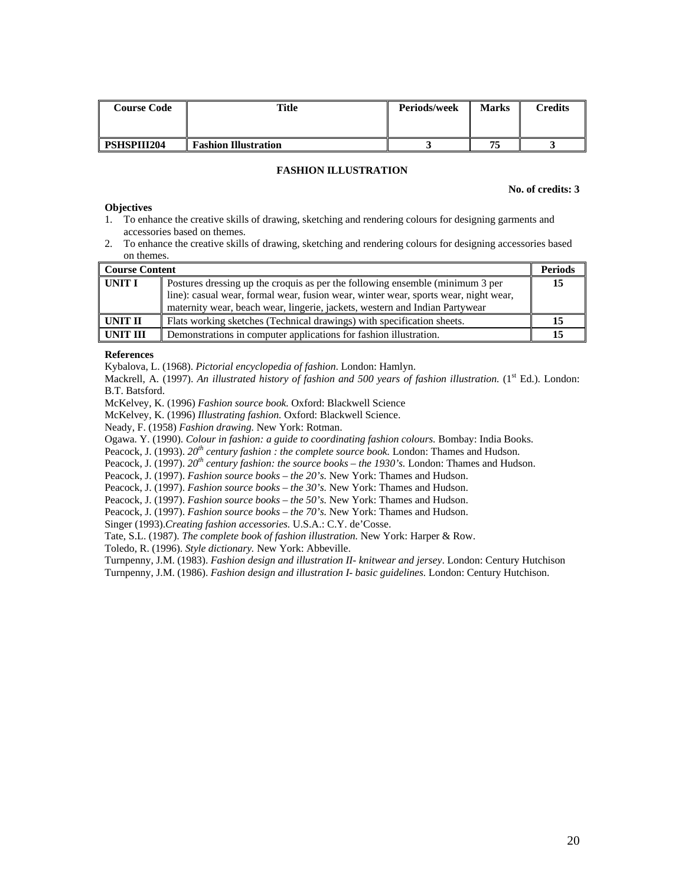| Course Code | Title | Periods/week | Marks | Credits |
|---|---|---|---|---|
| **PSHSPIII204** | **Fashion Illustration** | **3** | **75** | **3** |

### FASHION ILLUSTRATION

**No. of credits: 3**

**Objectives**

1. To enhance the creative skills of drawing, sketching and rendering colours for designing garments and accessories based on themes.
2. To enhance the creative skills of drawing, sketching and rendering colours for designing accessories based on themes.

| **Course Content** | | **Periods** |
|---|---|---|
| **UNIT I** | Postures dressing up the croquis as per the following ensemble (minimum 3 per line): casual wear, formal wear, fusion wear, winter wear, sports wear, night wear, maternity wear, beach wear, lingerie, jackets, western and Indian Partywear | **15** |
| **UNIT II** | Flats working sketches (Technical drawings) with specification sheets. | **15** |
| **UNIT III** | Demonstrations in computer applications for fashion illustration. | **15** |

**References**

Kybalova, L. (1968). *Pictorial encyclopedia of fashion*. London: Hamlyn.

Mackrell, A. (1997). *An illustrated history of fashion and 500 years of fashion illustration.* (1st Ed.). London: B.T. Batsford.

McKelvey, K. (1996) *Fashion source book.* Oxford: Blackwell Science

McKelvey, K. (1996) *Illustrating fashion.* Oxford: Blackwell Science.

Neady, F. (1958) *Fashion drawing.* New York: Rotman.

Ogawa. Y. (1990). *Colour in fashion: a guide to coordinating fashion colours.* Bombay: India Books.

Peacock, J. (1993). *20th century fashion : the complete source book.* London: Thames and Hudson.

Peacock, J. (1997). *20th century fashion: the source books – the 1930's.* London: Thames and Hudson.

Peacock, J. (1997). *Fashion source books – the 20's.* New York: Thames and Hudson.

Peacock, J. (1997). *Fashion source books – the 30's.* New York: Thames and Hudson.

Peacock, J. (1997). *Fashion source books – the 50's.* New York: Thames and Hudson.

Peacock, J. (1997). *Fashion source books – the 70's.* New York: Thames and Hudson.

Singer (1993).*Creating fashion accessories.* U.S.A.: C.Y. de'Cosse.

Tate, S.L. (1987). *The complete book of fashion illustration.* New York: Harper & Row.

Toledo, R. (1996). *Style dictionary.* New York: Abbeville.

Turnpenny, J.M. (1983). *Fashion design and illustration II- knitwear and jersey*. London: Century Hutchison

Turnpenny, J.M. (1986). *Fashion design and illustration I- basic guidelines.* London: Century Hutchison.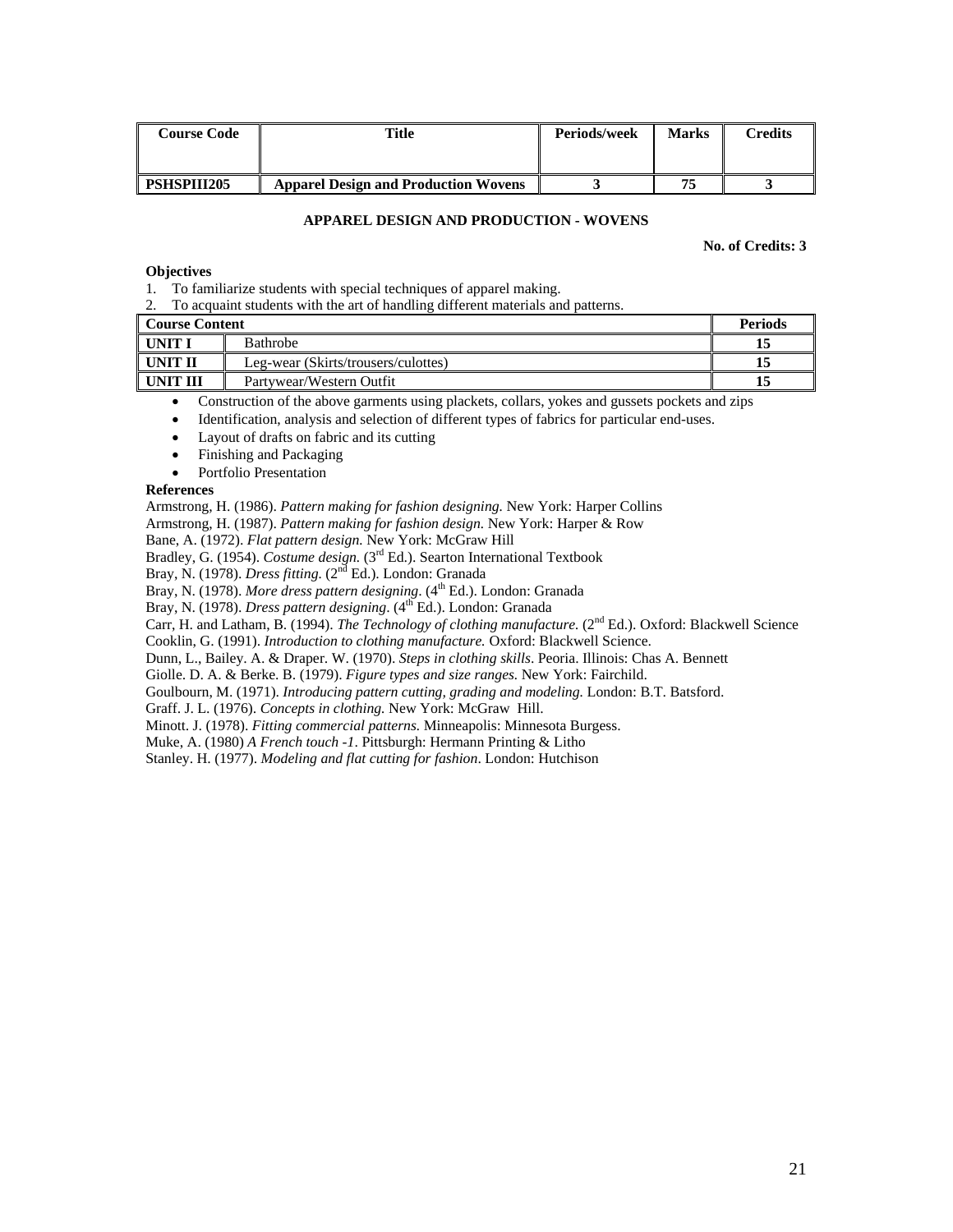| Course Code | Title | Periods/week | Marks | Credits |
|---|---|---|---|---|
| PSHSPIII205 | Apparel Design and Production Wovens | 3 | 75 | 3 |

## APPAREL DESIGN AND PRODUCTION - WOVENS

**No. of Credits: 3**

**Objectives**

1. To familiarize students with special techniques of apparel making.
2. To acquaint students with the art of handling different materials and patterns.

| Course Content | | Periods |
|---|---|---|
| UNIT I | Bathrobe | 15 |
| UNIT II | Leg-wear (Skirts/trousers/culottes) | 15 |
| UNIT III | Partywear/Western Outfit | 15 |

- Construction of the above garments using plackets, collars, yokes and gussets pockets and zips
- Identification, analysis and selection of different types of fabrics for particular end-uses.
- Layout of drafts on fabric and its cutting
- Finishing and Packaging
- Portfolio Presentation

**References**

Armstrong, H. (1986). *Pattern making for fashion designing.* New York: Harper Collins

Armstrong, H. (1987). *Pattern making for fashion design.* New York: Harper & Row

Bane, A. (1972). *Flat pattern design.* New York: McGraw Hill

Bradley, G. (1954). *Costume design.* (3rd Ed.). Searton International Textbook

Bray, N. (1978). *Dress fitting.* (2nd Ed.). London: Granada

Bray, N. (1978). *More dress pattern designing*. (4th Ed.). London: Granada

Bray, N. (1978). *Dress pattern designing*. (4th Ed.). London: Granada

Carr, H. and Latham, B. (1994). *The Technology of clothing manufacture.* (2nd Ed.). Oxford: Blackwell Science

Cooklin, G. (1991). *Introduction to clothing manufacture.* Oxford: Blackwell Science.

Dunn, L., Bailey. A. & Draper. W. (1970). *Steps in clothing skills*. Peoria. Illinois: Chas A. Bennett

Giolle. D. A. & Berke. B. (1979). *Figure types and size ranges.* New York: Fairchild.

Goulbourn, M. (1971). *Introducing pattern cutting, grading and modeling.* London: B.T. Batsford.

Graff. J. L. (1976). *Concepts in clothing.* New York: McGraw Hill.

Minott. J. (1978). *Fitting commercial patterns.* Minneapolis: Minnesota Burgess.

Muke, A. (1980) *A French touch -1*. Pittsburgh: Hermann Printing & Litho

Stanley. H. (1977). *Modeling and flat cutting for fashion*. London: Hutchison